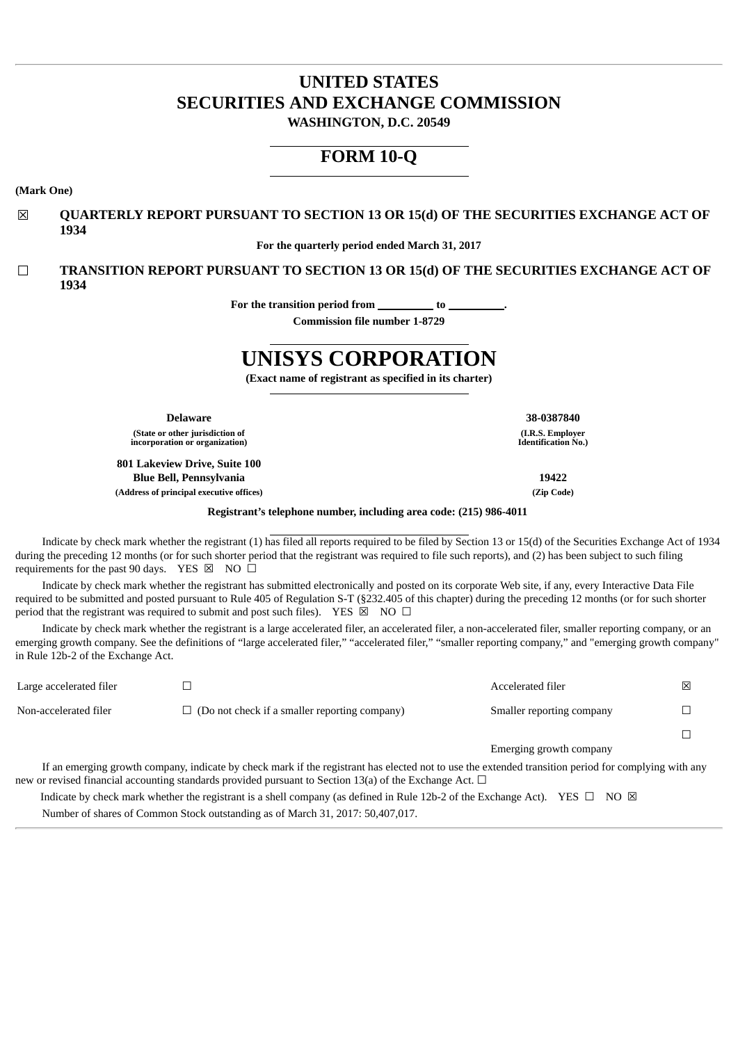# UNITED STATES
# SECURITIES AND EXCHANGE COMMISSION
**WASHINGTON, D.C. 20549**

## FORM 10-Q

**(Mark One)**

☒ **QUARTERLY REPORT PURSUANT TO SECTION 13 OR 15(d) OF THE SECURITIES EXCHANGE ACT OF 1934**

**For the quarterly period ended March 31, 2017**

☐ **TRANSITION REPORT PURSUANT TO SECTION 13 OR 15(d) OF THE SECURITIES EXCHANGE ACT OF 1934**

**For the transition period from \_\_\_\_\_\_\_\_\_\_ to \_\_\_\_\_\_\_\_\_\_.**

**Commission file number 1-8729**

# UNISYS CORPORATION

**(Exact name of registrant as specified in its charter)**

| | |
|---|---|
| **Delaware** | **38-0387840** |
| **(State or other jurisdiction of incorporation or organization)** | **(I.R.S. Employer Identification No.)** |
| **801 Lakeview Drive, Suite 100**<br>**Blue Bell, Pennsylvania** | **19422** |
| **(Address of principal executive offices)** | **(Zip Code)** |

**Registrant's telephone number, including area code: (215) 986-4011**

Indicate by check mark whether the registrant (1) has filed all reports required to be filed by Section 13 or 15(d) of the Securities Exchange Act of 1934 during the preceding 12 months (or for such shorter period that the registrant was required to file such reports), and (2) has been subject to such filing requirements for the past 90 days. YES ☒ NO ☐

Indicate by check mark whether the registrant has submitted electronically and posted on its corporate Web site, if any, every Interactive Data File required to be submitted and posted pursuant to Rule 405 of Regulation S-T (§232.405 of this chapter) during the preceding 12 months (or for such shorter period that the registrant was required to submit and post such files). YES ☒ NO ☐

Indicate by check mark whether the registrant is a large accelerated filer, an accelerated filer, a non-accelerated filer, smaller reporting company, or an emerging growth company. See the definitions of "large accelerated filer," "accelerated filer," "smaller reporting company," and "emerging growth company" in Rule 12b-2 of the Exchange Act.

| | | | |
|---|---|---|---|
| Large accelerated filer | ☐ | Accelerated filer | ☒ |
| Non-accelerated filer | ☐ (Do not check if a smaller reporting company) | Smaller reporting company | ☐ |
| | | Emerging growth company | ☐ |

If an emerging growth company, indicate by check mark if the registrant has elected not to use the extended transition period for complying with any new or revised financial accounting standards provided pursuant to Section 13(a) of the Exchange Act. ☐

Indicate by check mark whether the registrant is a shell company (as defined in Rule 12b-2 of the Exchange Act). YES ☐ NO ☒

Number of shares of Common Stock outstanding as of March 31, 2017: 50,407,017.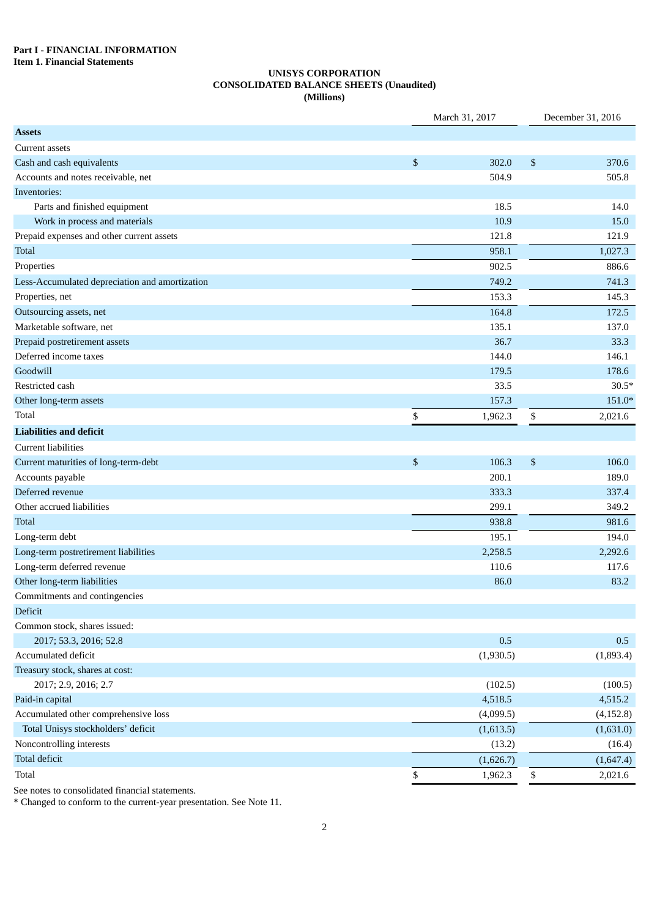**Part I - FINANCIAL INFORMATION**
**Item 1. Financial Statements**

# UNISYS CORPORATION
## CONSOLIDATED BALANCE SHEETS (Unaudited)
### (Millions)

| | March 31, 2017 | December 31, 2016 |
|---|---|---|
| **Assets** | | |
| Current assets | | |
| Cash and cash equivalents | $ 302.0 | $ 370.6 |
| Accounts and notes receivable, net | 504.9 | 505.8 |
| Inventories: | | |
| Parts and finished equipment | 18.5 | 14.0 |
| Work in process and materials | 10.9 | 15.0 |
| Prepaid expenses and other current assets | 121.8 | 121.9 |
| Total | 958.1 | 1,027.3 |
| Properties | 902.5 | 886.6 |
| Less-Accumulated depreciation and amortization | 749.2 | 741.3 |
| Properties, net | 153.3 | 145.3 |
| Outsourcing assets, net | 164.8 | 172.5 |
| Marketable software, net | 135.1 | 137.0 |
| Prepaid postretirement assets | 36.7 | 33.3 |
| Deferred income taxes | 144.0 | 146.1 |
| Goodwill | 179.5 | 178.6 |
| Restricted cash | 33.5 | 30.5* |
| Other long-term assets | 157.3 | 151.0* |
| Total | $ 1,962.3 | $ 2,021.6 |
| **Liabilities and deficit** | | |
| Current liabilities | | |
| Current maturities of long-term-debt | $ 106.3 | $ 106.0 |
| Accounts payable | 200.1 | 189.0 |
| Deferred revenue | 333.3 | 337.4 |
| Other accrued liabilities | 299.1 | 349.2 |
| Total | 938.8 | 981.6 |
| Long-term debt | 195.1 | 194.0 |
| Long-term postretirement liabilities | 2,258.5 | 2,292.6 |
| Long-term deferred revenue | 110.6 | 117.6 |
| Other long-term liabilities | 86.0 | 83.2 |
| Commitments and contingencies | | |
| Deficit | | |
| Common stock, shares issued: | | |
| 2017; 53.3, 2016; 52.8 | 0.5 | 0.5 |
| Accumulated deficit | (1,930.5) | (1,893.4) |
| Treasury stock, shares at cost: | | |
| 2017; 2.9, 2016; 2.7 | (102.5) | (100.5) |
| Paid-in capital | 4,518.5 | 4,515.2 |
| Accumulated other comprehensive loss | (4,099.5) | (4,152.8) |
| Total Unisys stockholders' deficit | (1,613.5) | (1,631.0) |
| Noncontrolling interests | (13.2) | (16.4) |
| Total deficit | (1,626.7) | (1,647.4) |
| Total | $ 1,962.3 | $ 2,021.6 |

See notes to consolidated financial statements.

* Changed to conform to the current-year presentation. See Note 11.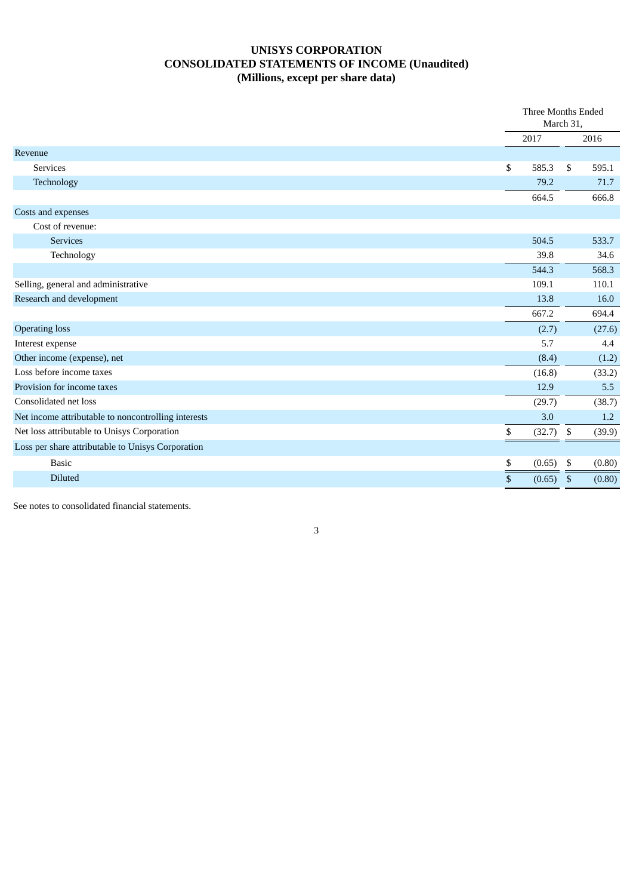# UNISYS CORPORATION
## CONSOLIDATED STATEMENTS OF INCOME (Unaudited)
### (Millions, except per share data)

| | Three Months Ended March 31, | |
|---|---|---|
| | 2017 | 2016 |
| Revenue | | |
| Services | $ 585.3 | $ 595.1 |
| Technology | 79.2 | 71.7 |
| | 664.5 | 666.8 |
| Costs and expenses | | |
| Cost of revenue: | | |
| Services | 504.5 | 533.7 |
| Technology | 39.8 | 34.6 |
| | 544.3 | 568.3 |
| Selling, general and administrative | 109.1 | 110.1 |
| Research and development | 13.8 | 16.0 |
| | 667.2 | 694.4 |
| Operating loss | (2.7) | (27.6) |
| Interest expense | 5.7 | 4.4 |
| Other income (expense), net | (8.4) | (1.2) |
| Loss before income taxes | (16.8) | (33.2) |
| Provision for income taxes | 12.9 | 5.5 |
| Consolidated net loss | (29.7) | (38.7) |
| Net income attributable to noncontrolling interests | 3.0 | 1.2 |
| Net loss attributable to Unisys Corporation | $ (32.7) | $ (39.9) |
| Loss per share attributable to Unisys Corporation | | |
| Basic | $ (0.65) | $ (0.80) |
| Diluted | $ (0.65) | $ (0.80) |

See notes to consolidated financial statements.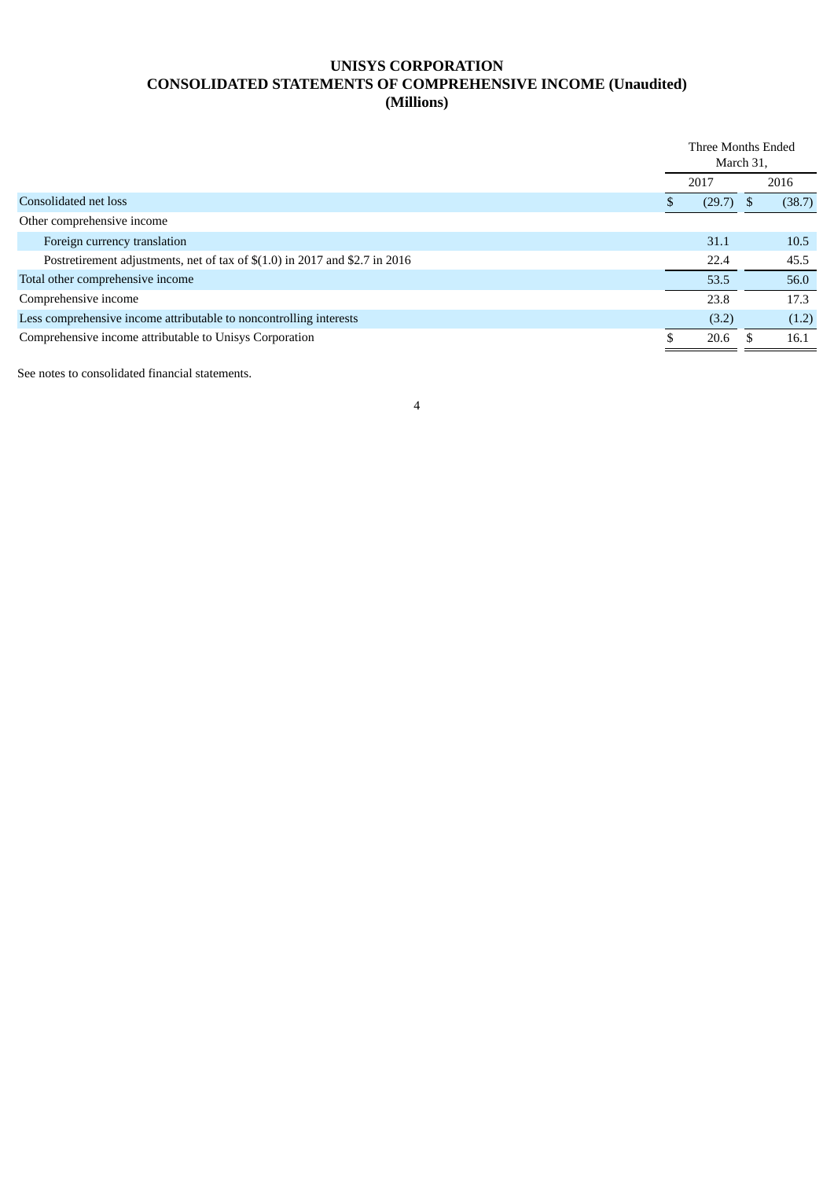# UNISYS CORPORATION
## CONSOLIDATED STATEMENTS OF COMPREHENSIVE INCOME (Unaudited)
### (Millions)

| | Three Months Ended March 31, | |
|---|---|---|
| | 2017 | 2016 |
| Consolidated net loss | $ (29.7) | $ (38.7) |
| Other comprehensive income | | |
| Foreign currency translation | 31.1 | 10.5 |
| Postretirement adjustments, net of tax of $(1.0) in 2017 and $2.7 in 2016 | 22.4 | 45.5 |
| Total other comprehensive income | 53.5 | 56.0 |
| Comprehensive income | 23.8 | 17.3 |
| Less comprehensive income attributable to noncontrolling interests | (3.2) | (1.2) |
| Comprehensive income attributable to Unisys Corporation | $ 20.6 | $ 16.1 |

See notes to consolidated financial statements.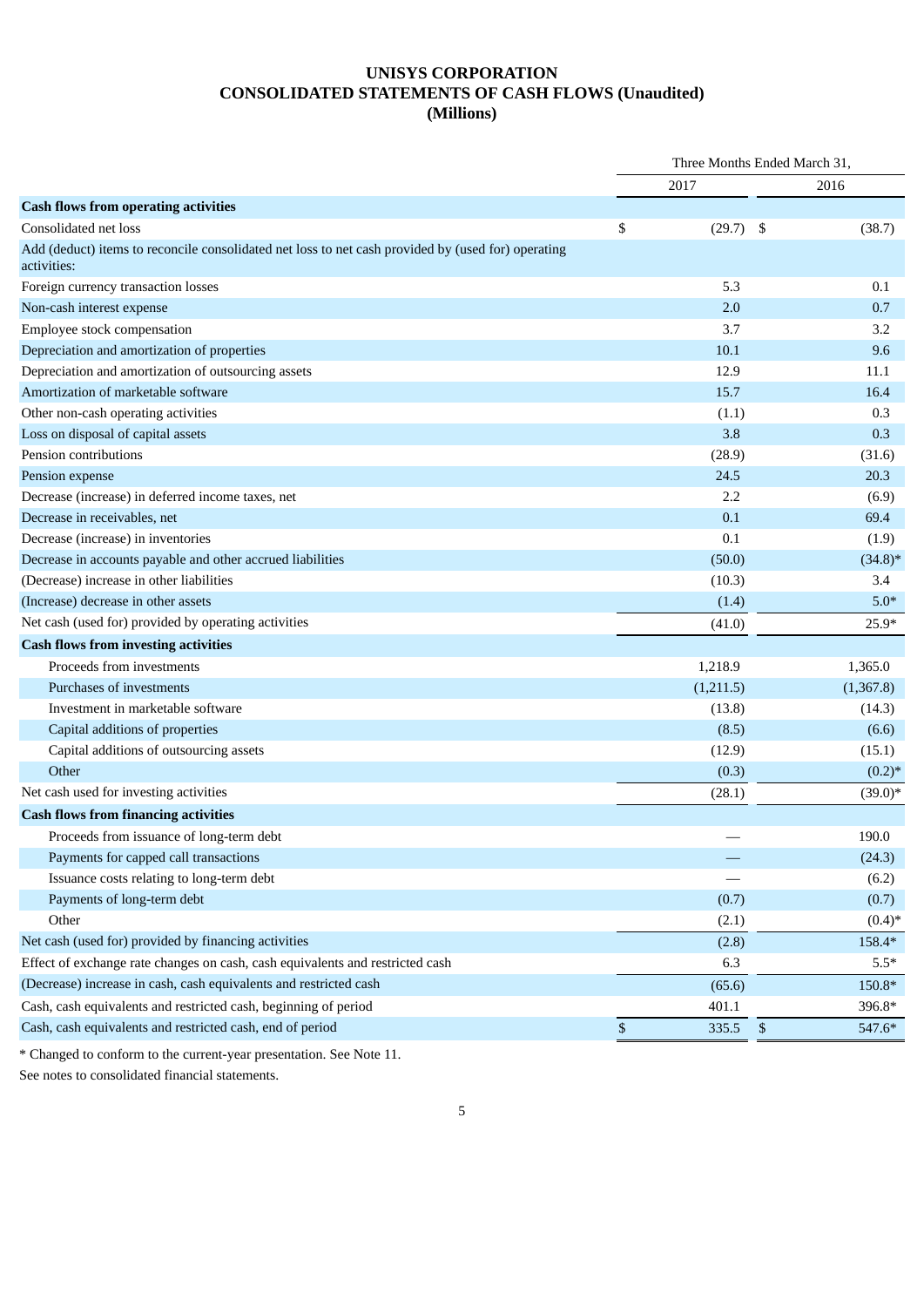# UNISYS CORPORATION
# CONSOLIDATED STATEMENTS OF CASH FLOWS (Unaudited)
# (Millions)

| | Three Months Ended March 31, | |
|---|---|---|
| | 2017 | 2016 |
| **Cash flows from operating activities** | | |
| Consolidated net loss | $ (29.7) | $ (38.7) |
| Add (deduct) items to reconcile consolidated net loss to net cash provided by (used for) operating activities: | | |
| Foreign currency transaction losses | 5.3 | 0.1 |
| Non-cash interest expense | 2.0 | 0.7 |
| Employee stock compensation | 3.7 | 3.2 |
| Depreciation and amortization of properties | 10.1 | 9.6 |
| Depreciation and amortization of outsourcing assets | 12.9 | 11.1 |
| Amortization of marketable software | 15.7 | 16.4 |
| Other non-cash operating activities | (1.1) | 0.3 |
| Loss on disposal of capital assets | 3.8 | 0.3 |
| Pension contributions | (28.9) | (31.6) |
| Pension expense | 24.5 | 20.3 |
| Decrease (increase) in deferred income taxes, net | 2.2 | (6.9) |
| Decrease in receivables, net | 0.1 | 69.4 |
| Decrease (increase) in inventories | 0.1 | (1.9) |
| Decrease in accounts payable and other accrued liabilities | (50.0) | (34.8)* |
| (Decrease) increase in other liabilities | (10.3) | 3.4 |
| (Increase) decrease in other assets | (1.4) | 5.0* |
| Net cash (used for) provided by operating activities | (41.0) | 25.9* |
| **Cash flows from investing activities** | | |
| Proceeds from investments | 1,218.9 | 1,365.0 |
| Purchases of investments | (1,211.5) | (1,367.8) |
| Investment in marketable software | (13.8) | (14.3) |
| Capital additions of properties | (8.5) | (6.6) |
| Capital additions of outsourcing assets | (12.9) | (15.1) |
| Other | (0.3) | (0.2)* |
| Net cash used for investing activities | (28.1) | (39.0)* |
| **Cash flows from financing activities** | | |
| Proceeds from issuance of long-term debt | — | 190.0 |
| Payments for capped call transactions | — | (24.3) |
| Issuance costs relating to long-term debt | — | (6.2) |
| Payments of long-term debt | (0.7) | (0.7) |
| Other | (2.1) | (0.4)* |
| Net cash (used for) provided by financing activities | (2.8) | 158.4* |
| Effect of exchange rate changes on cash, cash equivalents and restricted cash | 6.3 | 5.5* |
| (Decrease) increase in cash, cash equivalents and restricted cash | (65.6) | 150.8* |
| Cash, cash equivalents and restricted cash, beginning of period | 401.1 | 396.8* |
| Cash, cash equivalents and restricted cash, end of period | $ 335.5 | $ 547.6* |

* Changed to conform to the current-year presentation. See Note 11.

See notes to consolidated financial statements.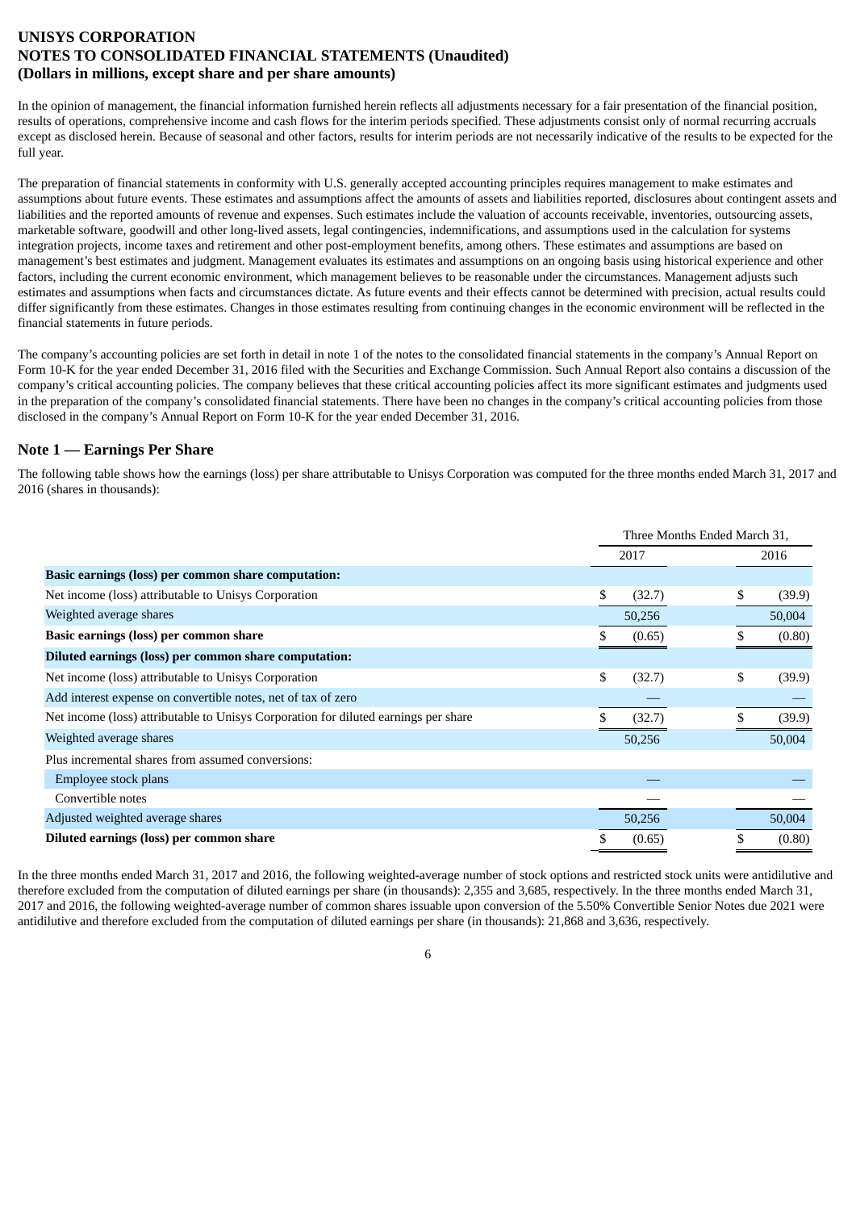**UNISYS CORPORATION**
**NOTES TO CONSOLIDATED FINANCIAL STATEMENTS (Unaudited)**
**(Dollars in millions, except share and per share amounts)**

In the opinion of management, the financial information furnished herein reflects all adjustments necessary for a fair presentation of the financial position, results of operations, comprehensive income and cash flows for the interim periods specified. These adjustments consist only of normal recurring accruals except as disclosed herein. Because of seasonal and other factors, results for interim periods are not necessarily indicative of the results to be expected for the full year.

The preparation of financial statements in conformity with U.S. generally accepted accounting principles requires management to make estimates and assumptions about future events. These estimates and assumptions affect the amounts of assets and liabilities reported, disclosures about contingent assets and liabilities and the reported amounts of revenue and expenses. Such estimates include the valuation of accounts receivable, inventories, outsourcing assets, marketable software, goodwill and other long-lived assets, legal contingencies, indemnifications, and assumptions used in the calculation for systems integration projects, income taxes and retirement and other post-employment benefits, among others. These estimates and assumptions are based on management's best estimates and judgment. Management evaluates its estimates and assumptions on an ongoing basis using historical experience and other factors, including the current economic environment, which management believes to be reasonable under the circumstances. Management adjusts such estimates and assumptions when facts and circumstances dictate. As future events and their effects cannot be determined with precision, actual results could differ significantly from these estimates. Changes in those estimates resulting from continuing changes in the economic environment will be reflected in the financial statements in future periods.

The company's accounting policies are set forth in detail in note 1 of the notes to the consolidated financial statements in the company's Annual Report on Form 10-K for the year ended December 31, 2016 filed with the Securities and Exchange Commission. Such Annual Report also contains a discussion of the company's critical accounting policies. The company believes that these critical accounting policies affect its more significant estimates and judgments used in the preparation of the company's consolidated financial statements. There have been no changes in the company's critical accounting policies from those disclosed in the company's Annual Report on Form 10-K for the year ended December 31, 2016.

## Note 1 — Earnings Per Share

The following table shows how the earnings (loss) per share attributable to Unisys Corporation was computed for the three months ended March 31, 2017 and 2016 (shares in thousands):

| | Three Months Ended March 31, | |
|---|---|---|
| | 2017 | 2016 |
| **Basic earnings (loss) per common share computation:** | | |
| Net income (loss) attributable to Unisys Corporation | $ (32.7) | $ (39.9) |
| Weighted average shares | 50,256 | 50,004 |
| **Basic earnings (loss) per common share** | $ (0.65) | $ (0.80) |
| **Diluted earnings (loss) per common share computation:** | | |
| Net income (loss) attributable to Unisys Corporation | $ (32.7) | $ (39.9) |
| Add interest expense on convertible notes, net of tax of zero | — | — |
| Net income (loss) attributable to Unisys Corporation for diluted earnings per share | $ (32.7) | $ (39.9) |
| Weighted average shares | 50,256 | 50,004 |
| Plus incremental shares from assumed conversions: | | |
| Employee stock plans | — | — |
| Convertible notes | — | — |
| Adjusted weighted average shares | 50,256 | 50,004 |
| **Diluted earnings (loss) per common share** | $ (0.65) | $ (0.80) |

In the three months ended March 31, 2017 and 2016, the following weighted-average number of stock options and restricted stock units were antidilutive and therefore excluded from the computation of diluted earnings per share (in thousands): 2,355 and 3,685, respectively. In the three months ended March 31, 2017 and 2016, the following weighted-average number of common shares issuable upon conversion of the 5.50% Convertible Senior Notes due 2021 were antidilutive and therefore excluded from the computation of diluted earnings per share (in thousands): 21,868 and 3,636, respectively.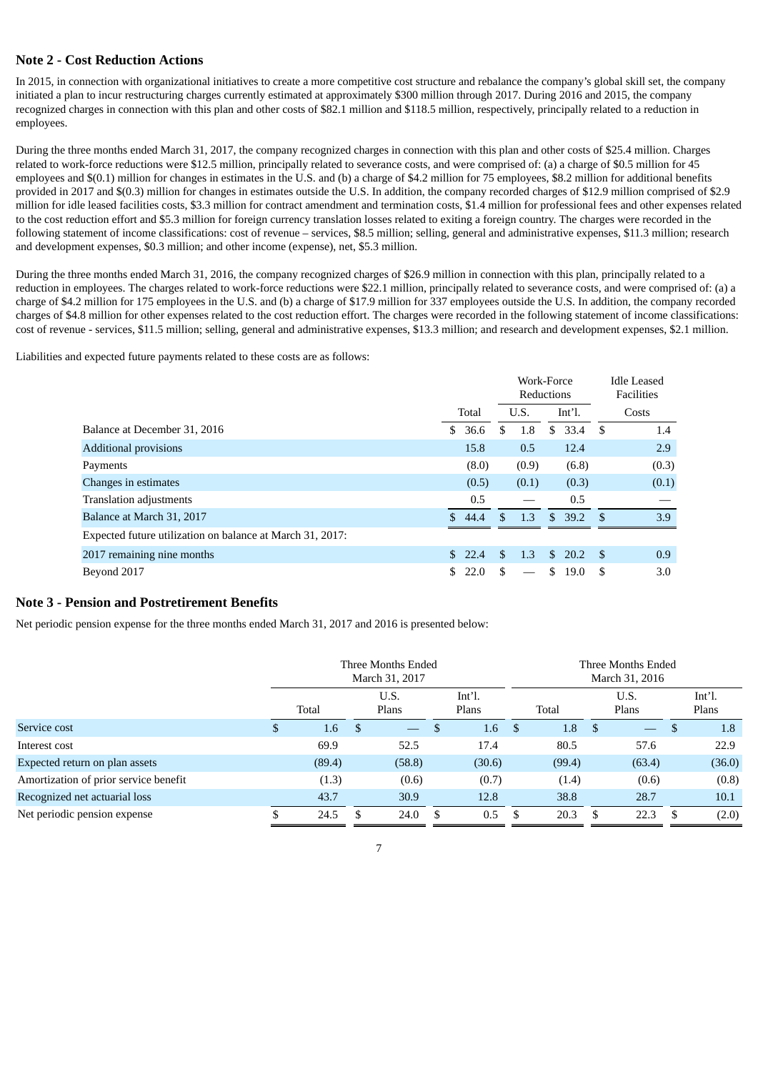## Note 2 - Cost Reduction Actions

In 2015, in connection with organizational initiatives to create a more competitive cost structure and rebalance the company's global skill set, the company initiated a plan to incur restructuring charges currently estimated at approximately $300 million through 2017. During 2016 and 2015, the company recognized charges in connection with this plan and other costs of $82.1 million and $118.5 million, respectively, principally related to a reduction in employees.

During the three months ended March 31, 2017, the company recognized charges in connection with this plan and other costs of $25.4 million. Charges related to work-force reductions were $12.5 million, principally related to severance costs, and were comprised of: (a) a charge of $0.5 million for 45 employees and $(0.1) million for changes in estimates in the U.S. and (b) a charge of $4.2 million for 75 employees, $8.2 million for additional benefits provided in 2017 and $(0.3) million for changes in estimates outside the U.S. In addition, the company recorded charges of $12.9 million comprised of $2.9 million for idle leased facilities costs, $3.3 million for contract amendment and termination costs, $1.4 million for professional fees and other expenses related to the cost reduction effort and $5.3 million for foreign currency translation losses related to exiting a foreign country. The charges were recorded in the following statement of income classifications: cost of revenue – services, $8.5 million; selling, general and administrative expenses, $11.3 million; research and development expenses, $0.3 million; and other income (expense), net, $5.3 million.

During the three months ended March 31, 2016, the company recognized charges of $26.9 million in connection with this plan, principally related to a reduction in employees. The charges related to work-force reductions were $22.1 million, principally related to severance costs, and were comprised of: (a) a charge of $4.2 million for 175 employees in the U.S. and (b) a charge of $17.9 million for 337 employees outside the U.S. In addition, the company recorded charges of $4.8 million for other expenses related to the cost reduction effort. The charges were recorded in the following statement of income classifications: cost of revenue - services, $11.5 million; selling, general and administrative expenses, $13.3 million; and research and development expenses, $2.1 million.

Liabilities and expected future payments related to these costs are as follows:

| | | Work-Force Reductions | | Idle Leased Facilities |
|---|---|---|---|---|
| | Total | U.S. | Int'l. | Costs |
| Balance at December 31, 2016 | $ 36.6 | $ 1.8 | $ 33.4 | $ 1.4 |
| Additional provisions | 15.8 | 0.5 | 12.4 | 2.9 |
| Payments | (8.0) | (0.9) | (6.8) | (0.3) |
| Changes in estimates | (0.5) | (0.1) | (0.3) | (0.1) |
| Translation adjustments | 0.5 | — | 0.5 | — |
| Balance at March 31, 2017 | $ 44.4 | $ 1.3 | $ 39.2 | $ 3.9 |
| Expected future utilization on balance at March 31, 2017: | | | | |
| 2017 remaining nine months | $ 22.4 | $ 1.3 | $ 20.2 | $ 0.9 |
| Beyond 2017 | $ 22.0 | $ — | $ 19.0 | $ 3.0 |

## Note 3 - Pension and Postretirement Benefits

Net periodic pension expense for the three months ended March 31, 2017 and 2016 is presented below:

| | Three Months Ended March 31, 2017 | | | Three Months Ended March 31, 2016 | | |
|---|---|---|---|---|---|---|
| | Total | U.S. Plans | Int'l. Plans | Total | U.S. Plans | Int'l. Plans |
| Service cost | $ 1.6 | $ — | $ 1.6 | $ 1.8 | $ — | $ 1.8 |
| Interest cost | 69.9 | 52.5 | 17.4 | 80.5 | 57.6 | 22.9 |
| Expected return on plan assets | (89.4) | (58.8) | (30.6) | (99.4) | (63.4) | (36.0) |
| Amortization of prior service benefit | (1.3) | (0.6) | (0.7) | (1.4) | (0.6) | (0.8) |
| Recognized net actuarial loss | 43.7 | 30.9 | 12.8 | 38.8 | 28.7 | 10.1 |
| Net periodic pension expense | $ 24.5 | $ 24.0 | $ 0.5 | $ 20.3 | $ 22.3 | $ (2.0) |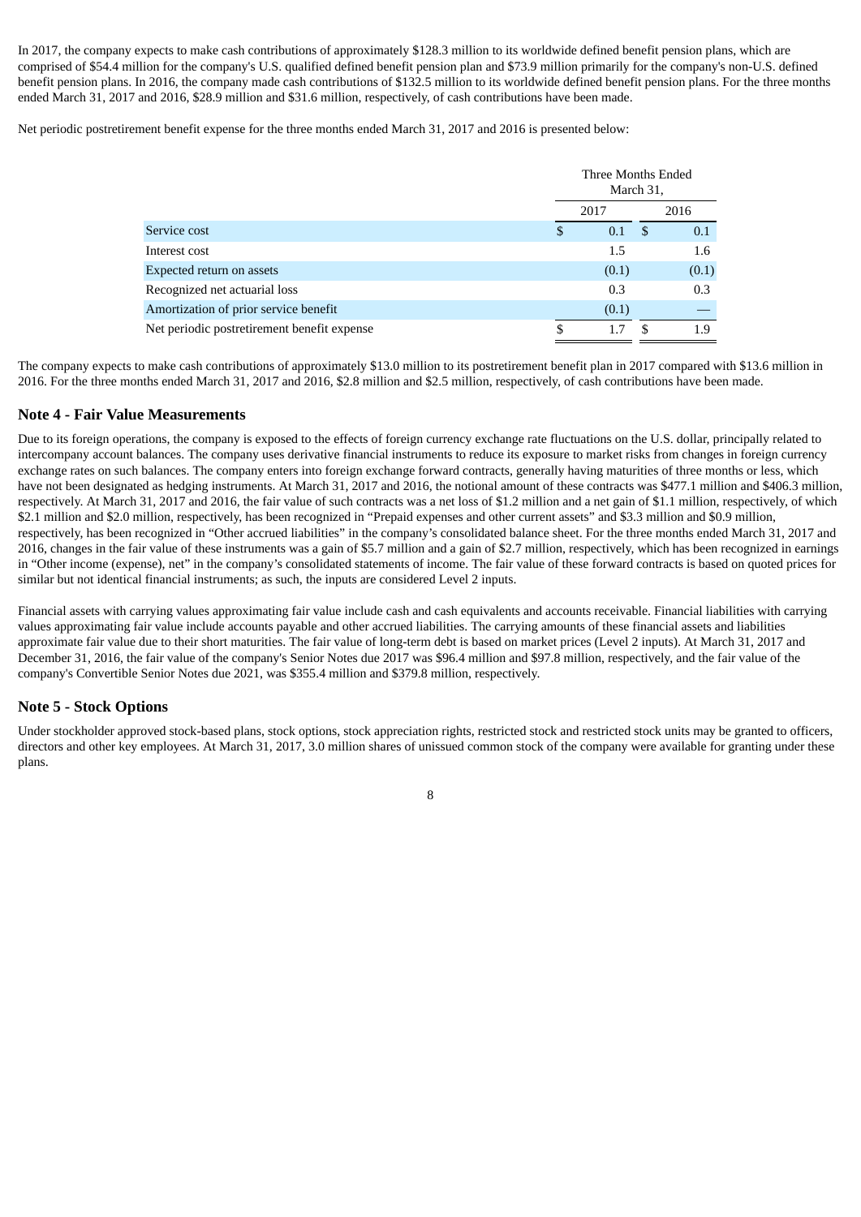In 2017, the company expects to make cash contributions of approximately $128.3 million to its worldwide defined benefit pension plans, which are comprised of $54.4 million for the company's U.S. qualified defined benefit pension plan and $73.9 million primarily for the company's non-U.S. defined benefit pension plans. In 2016, the company made cash contributions of $132.5 million to its worldwide defined benefit pension plans. For the three months ended March 31, 2017 and 2016, $28.9 million and $31.6 million, respectively, of cash contributions have been made.

Net periodic postretirement benefit expense for the three months ended March 31, 2017 and 2016 is presented below:

| | Three Months Ended March 31, | |
|---|---|---|
| | 2017 | 2016 |
| Service cost | $ 0.1 | $ 0.1 |
| Interest cost | 1.5 | 1.6 |
| Expected return on assets | (0.1) | (0.1) |
| Recognized net actuarial loss | 0.3 | 0.3 |
| Amortization of prior service benefit | (0.1) | — |
| Net periodic postretirement benefit expense | $ 1.7 | $ 1.9 |

The company expects to make cash contributions of approximately $13.0 million to its postretirement benefit plan in 2017 compared with $13.6 million in 2016. For the three months ended March 31, 2017 and 2016, $2.8 million and $2.5 million, respectively, of cash contributions have been made.

## Note 4 - Fair Value Measurements

Due to its foreign operations, the company is exposed to the effects of foreign currency exchange rate fluctuations on the U.S. dollar, principally related to intercompany account balances. The company uses derivative financial instruments to reduce its exposure to market risks from changes in foreign currency exchange rates on such balances. The company enters into foreign exchange forward contracts, generally having maturities of three months or less, which have not been designated as hedging instruments. At March 31, 2017 and 2016, the notional amount of these contracts was $477.1 million and $406.3 million, respectively. At March 31, 2017 and 2016, the fair value of such contracts was a net loss of $1.2 million and a net gain of $1.1 million, respectively, of which $2.1 million and $2.0 million, respectively, has been recognized in "Prepaid expenses and other current assets" and $3.3 million and $0.9 million, respectively, has been recognized in "Other accrued liabilities" in the company's consolidated balance sheet. For the three months ended March 31, 2017 and 2016, changes in the fair value of these instruments was a gain of $5.7 million and a gain of $2.7 million, respectively, which has been recognized in earnings in "Other income (expense), net" in the company's consolidated statements of income. The fair value of these forward contracts is based on quoted prices for similar but not identical financial instruments; as such, the inputs are considered Level 2 inputs.

Financial assets with carrying values approximating fair value include cash and cash equivalents and accounts receivable. Financial liabilities with carrying values approximating fair value include accounts payable and other accrued liabilities. The carrying amounts of these financial assets and liabilities approximate fair value due to their short maturities. The fair value of long-term debt is based on market prices (Level 2 inputs). At March 31, 2017 and December 31, 2016, the fair value of the company's Senior Notes due 2017 was $96.4 million and $97.8 million, respectively, and the fair value of the company's Convertible Senior Notes due 2021, was $355.4 million and $379.8 million, respectively.

## Note 5 - Stock Options

Under stockholder approved stock-based plans, stock options, stock appreciation rights, restricted stock and restricted stock units may be granted to officers, directors and other key employees. At March 31, 2017, 3.0 million shares of unissued common stock of the company were available for granting under these plans.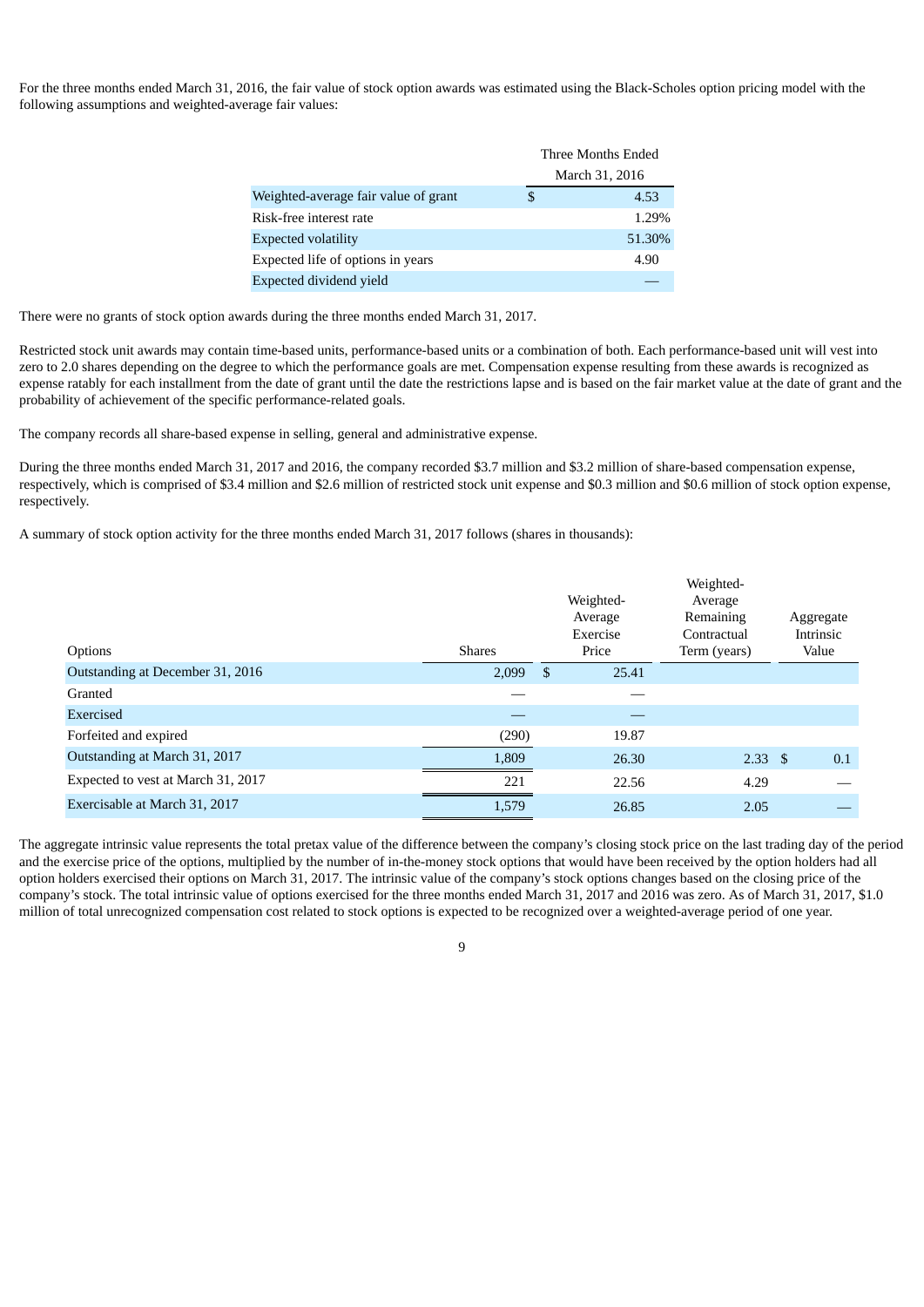For the three months ended March 31, 2016, the fair value of stock option awards was estimated using the Black-Scholes option pricing model with the following assumptions and weighted-average fair values:

| | Three Months Ended March 31, 2016 |
|---|---|
| Weighted-average fair value of grant | $ 4.53 |
| Risk-free interest rate | 1.29% |
| Expected volatility | 51.30% |
| Expected life of options in years | 4.90 |
| Expected dividend yield | — |

There were no grants of stock option awards during the three months ended March 31, 2017.

Restricted stock unit awards may contain time-based units, performance-based units or a combination of both. Each performance-based unit will vest into zero to 2.0 shares depending on the degree to which the performance goals are met. Compensation expense resulting from these awards is recognized as expense ratably for each installment from the date of grant until the date the restrictions lapse and is based on the fair market value at the date of grant and the probability of achievement of the specific performance-related goals.

The company records all share-based expense in selling, general and administrative expense.

During the three months ended March 31, 2017 and 2016, the company recorded $3.7 million and $3.2 million of share-based compensation expense, respectively, which is comprised of $3.4 million and $2.6 million of restricted stock unit expense and $0.3 million and $0.6 million of stock option expense, respectively.

A summary of stock option activity for the three months ended March 31, 2017 follows (shares in thousands):

| Options | Shares | Weighted-Average Exercise Price | Weighted-Average Remaining Contractual Term (years) | Aggregate Intrinsic Value |
|---|---|---|---|---|
| Outstanding at December 31, 2016 | 2,099 | $ 25.41 | | |
| Granted | — | — | | |
| Exercised | — | — | | |
| Forfeited and expired | (290) | 19.87 | | |
| Outstanding at March 31, 2017 | 1,809 | 26.30 | 2.33 | $ 0.1 |
| Expected to vest at March 31, 2017 | 221 | 22.56 | 4.29 | — |
| Exercisable at March 31, 2017 | 1,579 | 26.85 | 2.05 | — |

The aggregate intrinsic value represents the total pretax value of the difference between the company's closing stock price on the last trading day of the period and the exercise price of the options, multiplied by the number of in-the-money stock options that would have been received by the option holders had all option holders exercised their options on March 31, 2017. The intrinsic value of the company's stock options changes based on the closing price of the company's stock. The total intrinsic value of options exercised for the three months ended March 31, 2017 and 2016 was zero. As of March 31, 2017, $1.0 million of total unrecognized compensation cost related to stock options is expected to be recognized over a weighted-average period of one year.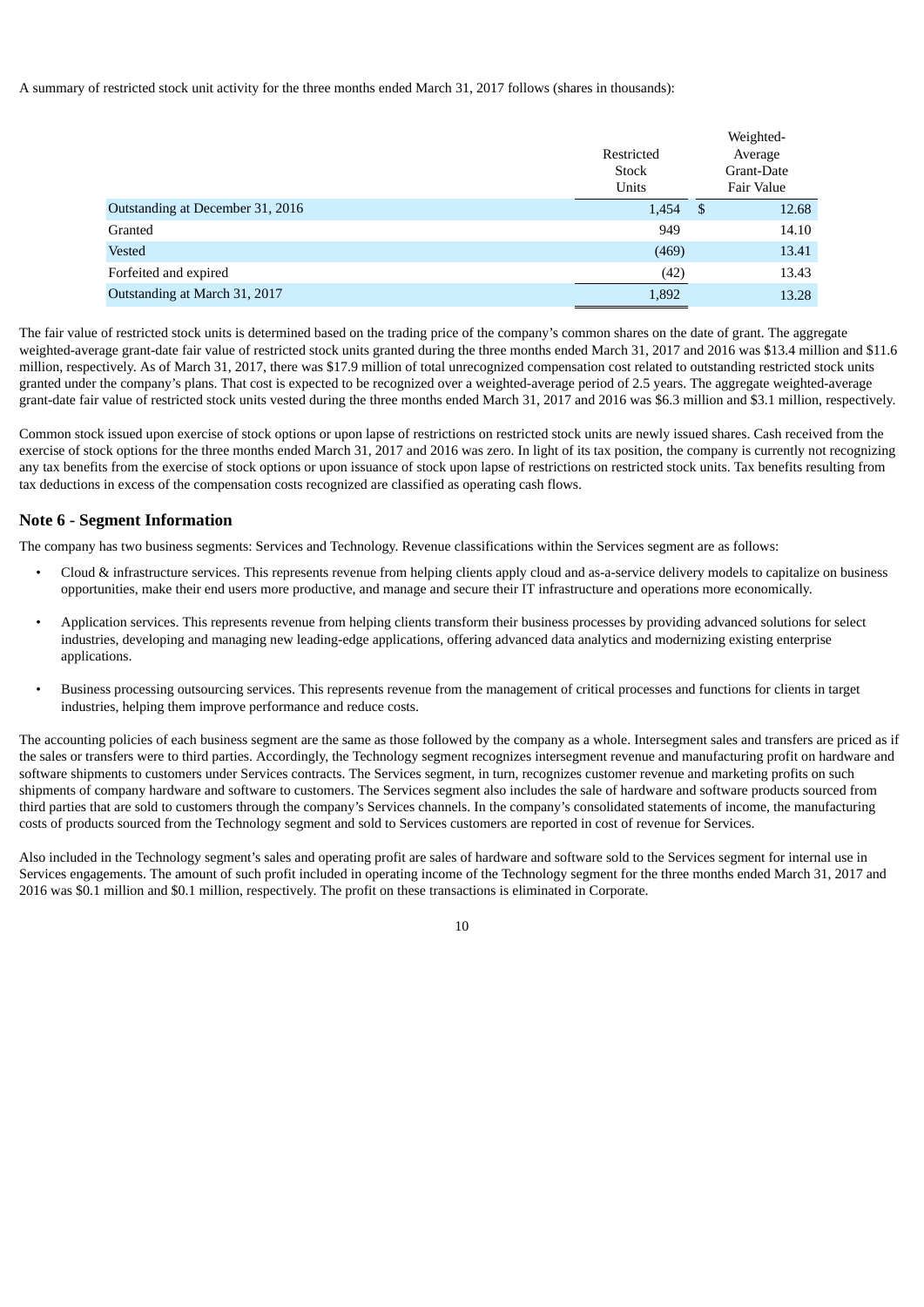A summary of restricted stock unit activity for the three months ended March 31, 2017 follows (shares in thousands):

| | Restricted Stock Units | Weighted-Average Grant-Date Fair Value |
|---|---|---|
| Outstanding at December 31, 2016 | 1,454 | $ 12.68 |
| Granted | 949 | 14.10 |
| Vested | (469) | 13.41 |
| Forfeited and expired | (42) | 13.43 |
| Outstanding at March 31, 2017 | 1,892 | 13.28 |

The fair value of restricted stock units is determined based on the trading price of the company's common shares on the date of grant. The aggregate weighted-average grant-date fair value of restricted stock units granted during the three months ended March 31, 2017 and 2016 was $13.4 million and $11.6 million, respectively. As of March 31, 2017, there was $17.9 million of total unrecognized compensation cost related to outstanding restricted stock units granted under the company's plans. That cost is expected to be recognized over a weighted-average period of 2.5 years. The aggregate weighted-average grant-date fair value of restricted stock units vested during the three months ended March 31, 2017 and 2016 was $6.3 million and $3.1 million, respectively.

Common stock issued upon exercise of stock options or upon lapse of restrictions on restricted stock units are newly issued shares. Cash received from the exercise of stock options for the three months ended March 31, 2017 and 2016 was zero. In light of its tax position, the company is currently not recognizing any tax benefits from the exercise of stock options or upon issuance of stock upon lapse of restrictions on restricted stock units. Tax benefits resulting from tax deductions in excess of the compensation costs recognized are classified as operating cash flows.

## Note 6 - Segment Information

The company has two business segments: Services and Technology. Revenue classifications within the Services segment are as follows:

- Cloud & infrastructure services. This represents revenue from helping clients apply cloud and as-a-service delivery models to capitalize on business opportunities, make their end users more productive, and manage and secure their IT infrastructure and operations more economically.
- Application services. This represents revenue from helping clients transform their business processes by providing advanced solutions for select industries, developing and managing new leading-edge applications, offering advanced data analytics and modernizing existing enterprise applications.
- Business processing outsourcing services. This represents revenue from the management of critical processes and functions for clients in target industries, helping them improve performance and reduce costs.

The accounting policies of each business segment are the same as those followed by the company as a whole. Intersegment sales and transfers are priced as if the sales or transfers were to third parties. Accordingly, the Technology segment recognizes intersegment revenue and manufacturing profit on hardware and software shipments to customers under Services contracts. The Services segment, in turn, recognizes customer revenue and marketing profits on such shipments of company hardware and software to customers. The Services segment also includes the sale of hardware and software products sourced from third parties that are sold to customers through the company's Services channels. In the company's consolidated statements of income, the manufacturing costs of products sourced from the Technology segment and sold to Services customers are reported in cost of revenue for Services.

Also included in the Technology segment's sales and operating profit are sales of hardware and software sold to the Services segment for internal use in Services engagements. The amount of such profit included in operating income of the Technology segment for the three months ended March 31, 2017 and 2016 was $0.1 million and $0.1 million, respectively. The profit on these transactions is eliminated in Corporate.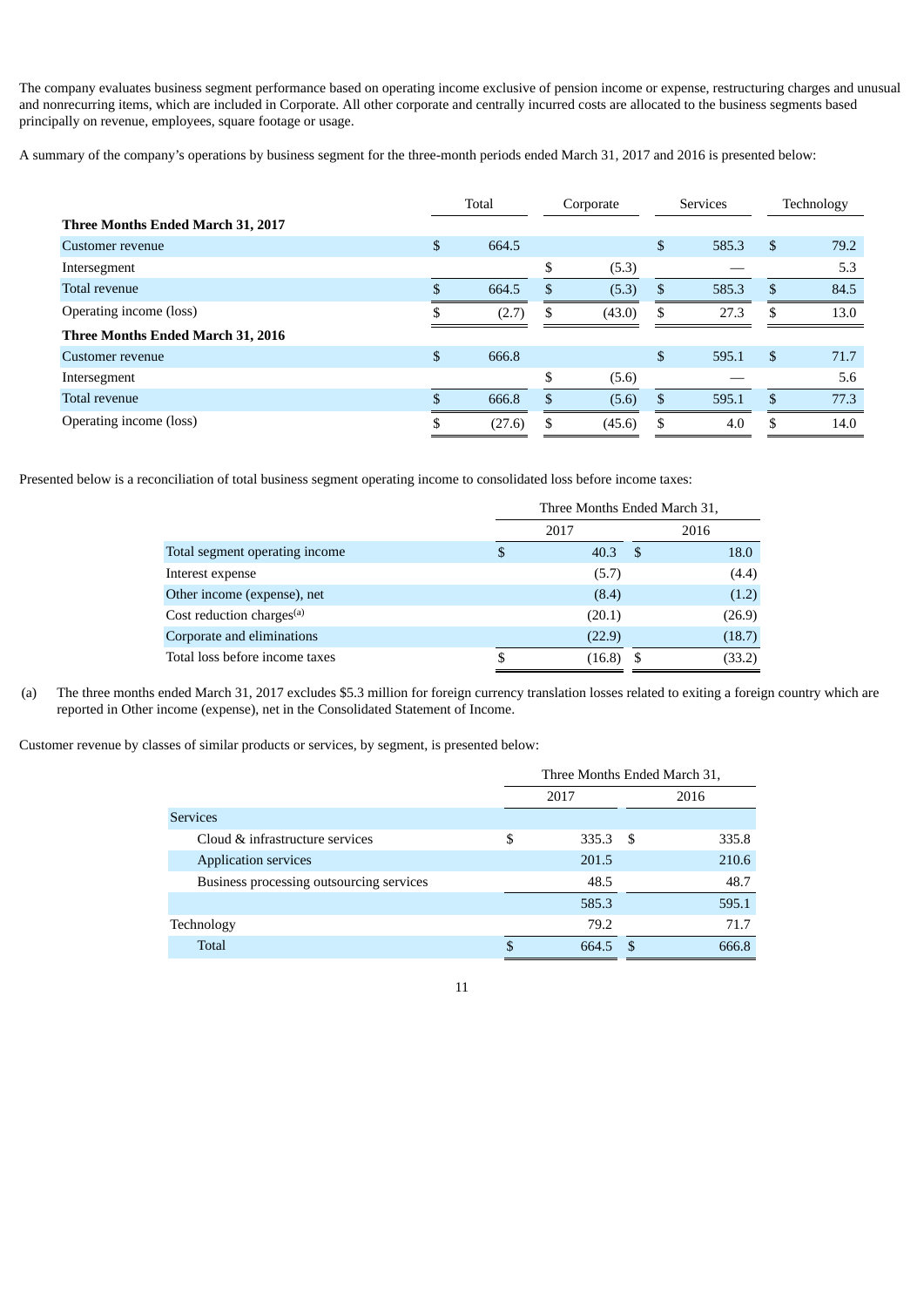The company evaluates business segment performance based on operating income exclusive of pension income or expense, restructuring charges and unusual and nonrecurring items, which are included in Corporate. All other corporate and centrally incurred costs are allocated to the business segments based principally on revenue, employees, square footage or usage.

A summary of the company's operations by business segment for the three-month periods ended March 31, 2017 and 2016 is presented below:

| | Total | Corporate | Services | Technology |
|---|---|---|---|---|
| **Three Months Ended March 31, 2017** | | | | |
| Customer revenue | $ 664.5 | | $ 585.3 | $ 79.2 |
| Intersegment | | $ (5.3) | — | 5.3 |
| Total revenue | $ 664.5 | $ (5.3) | $ 585.3 | $ 84.5 |
| Operating income (loss) | $ (2.7) | $ (43.0) | $ 27.3 | $ 13.0 |
| **Three Months Ended March 31, 2016** | | | | |
| Customer revenue | $ 666.8 | | $ 595.1 | $ 71.7 |
| Intersegment | | $ (5.6) | — | 5.6 |
| Total revenue | $ 666.8 | $ (5.6) | $ 595.1 | $ 77.3 |
| Operating income (loss) | $ (27.6) | $ (45.6) | $ 4.0 | $ 14.0 |

Presented below is a reconciliation of total business segment operating income to consolidated loss before income taxes:

| | Three Months Ended March 31, | |
|---|---|---|
| | 2017 | 2016 |
| Total segment operating income | $ 40.3 | $ 18.0 |
| Interest expense | (5.7) | (4.4) |
| Other income (expense), net | (8.4) | (1.2) |
| Cost reduction charges[(a)] | (20.1) | (26.9) |
| Corporate and eliminations | (22.9) | (18.7) |
| Total loss before income taxes | $ (16.8) | $ (33.2) |

(a) The three months ended March 31, 2017 excludes $5.3 million for foreign currency translation losses related to exiting a foreign country which are reported in Other income (expense), net in the Consolidated Statement of Income.

Customer revenue by classes of similar products or services, by segment, is presented below:

| | Three Months Ended March 31, | |
|---|---|---|
| | 2017 | 2016 |
| Services | | |
| Cloud & infrastructure services | $ 335.3 | $ 335.8 |
| Application services | 201.5 | 210.6 |
| Business processing outsourcing services | 48.5 | 48.7 |
| | 585.3 | 595.1 |
| Technology | 79.2 | 71.7 |
| Total | $ 664.5 | $ 666.8 |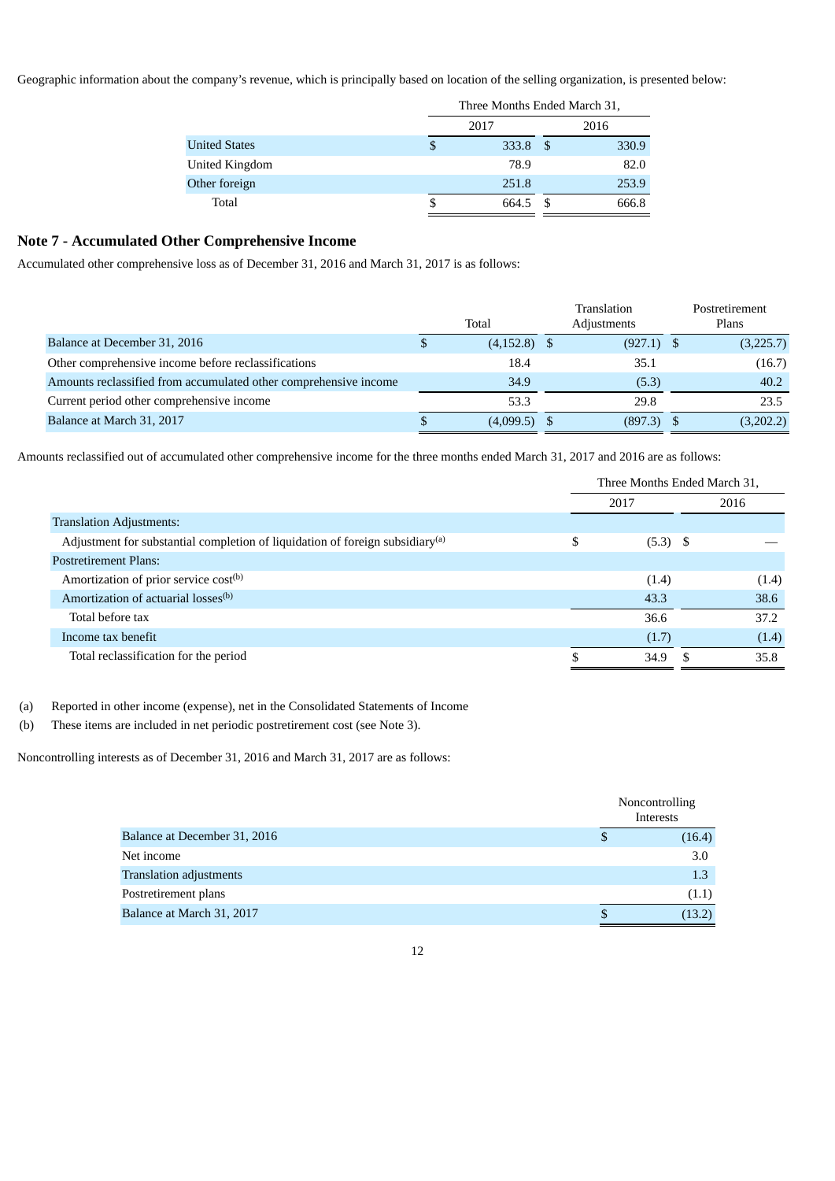Geographic information about the company's revenue, which is principally based on location of the selling organization, is presented below:

| | Three Months Ended March 31, | |
|---|---|---|
| | 2017 | 2016 |
| United States | $ 333.8 | $ 330.9 |
| United Kingdom | 78.9 | 82.0 |
| Other foreign | 251.8 | 253.9 |
| Total | $ 664.5 | $ 666.8 |

## Note 7 - Accumulated Other Comprehensive Income

Accumulated other comprehensive loss as of December 31, 2016 and March 31, 2017 is as follows:

| | Total | Translation Adjustments | Postretirement Plans |
|---|---|---|---|
| Balance at December 31, 2016 | $ (4,152.8) | $ (927.1) | $ (3,225.7) |
| Other comprehensive income before reclassifications | 18.4 | 35.1 | (16.7) |
| Amounts reclassified from accumulated other comprehensive income | 34.9 | (5.3) | 40.2 |
| Current period other comprehensive income | 53.3 | 29.8 | 23.5 |
| Balance at March 31, 2017 | $ (4,099.5) | $ (897.3) | $ (3,202.2) |

Amounts reclassified out of accumulated other comprehensive income for the three months ended March 31, 2017 and 2016 are as follows:

| | Three Months Ended March 31, | |
|---|---|---|
| | 2017 | 2016 |
| Translation Adjustments: | | |
| Adjustment for substantial completion of liquidation of foreign subsidiary[(a)] | $ (5.3) | $ — |
| Postretirement Plans: | | |
| Amortization of prior service cost[(b)] | (1.4) | (1.4) |
| Amortization of actuarial losses[(b)] | 43.3 | 38.6 |
| Total before tax | 36.6 | 37.2 |
| Income tax benefit | (1.7) | (1.4) |
| Total reclassification for the period | $ 34.9 | $ 35.8 |

(a) Reported in other income (expense), net in the Consolidated Statements of Income

(b) These items are included in net periodic postretirement cost (see Note 3).

Noncontrolling interests as of December 31, 2016 and March 31, 2017 are as follows:

| | Noncontrolling Interests |
|---|---|
| Balance at December 31, 2016 | $ (16.4) |
| Net income | 3.0 |
| Translation adjustments | 1.3 |
| Postretirement plans | (1.1) |
| Balance at March 31, 2017 | $ (13.2) |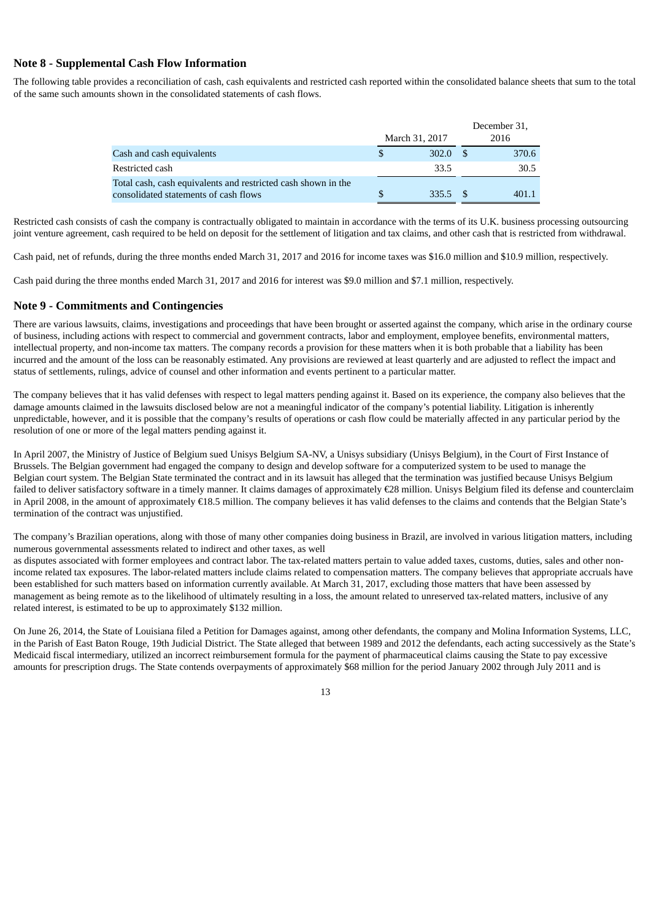## Note 8 - Supplemental Cash Flow Information

The following table provides a reconciliation of cash, cash equivalents and restricted cash reported within the consolidated balance sheets that sum to the total of the same such amounts shown in the consolidated statements of cash flows.

| | March 31, 2017 | December 31, 2016 |
|---|---|---|
| Cash and cash equivalents | $ 302.0 | $ 370.6 |
| Restricted cash | 33.5 | 30.5 |
| Total cash, cash equivalents and restricted cash shown in the consolidated statements of cash flows | $ 335.5 | $ 401.1 |

Restricted cash consists of cash the company is contractually obligated to maintain in accordance with the terms of its U.K. business processing outsourcing joint venture agreement, cash required to be held on deposit for the settlement of litigation and tax claims, and other cash that is restricted from withdrawal.

Cash paid, net of refunds, during the three months ended March 31, 2017 and 2016 for income taxes was $16.0 million and $10.9 million, respectively.

Cash paid during the three months ended March 31, 2017 and 2016 for interest was $9.0 million and $7.1 million, respectively.

## Note 9 - Commitments and Contingencies

There are various lawsuits, claims, investigations and proceedings that have been brought or asserted against the company, which arise in the ordinary course of business, including actions with respect to commercial and government contracts, labor and employment, employee benefits, environmental matters, intellectual property, and non-income tax matters. The company records a provision for these matters when it is both probable that a liability has been incurred and the amount of the loss can be reasonably estimated. Any provisions are reviewed at least quarterly and are adjusted to reflect the impact and status of settlements, rulings, advice of counsel and other information and events pertinent to a particular matter.

The company believes that it has valid defenses with respect to legal matters pending against it. Based on its experience, the company also believes that the damage amounts claimed in the lawsuits disclosed below are not a meaningful indicator of the company's potential liability. Litigation is inherently unpredictable, however, and it is possible that the company's results of operations or cash flow could be materially affected in any particular period by the resolution of one or more of the legal matters pending against it.

In April 2007, the Ministry of Justice of Belgium sued Unisys Belgium SA-NV, a Unisys subsidiary (Unisys Belgium), in the Court of First Instance of Brussels. The Belgian government had engaged the company to design and develop software for a computerized system to be used to manage the Belgian court system. The Belgian State terminated the contract and in its lawsuit has alleged that the termination was justified because Unisys Belgium failed to deliver satisfactory software in a timely manner. It claims damages of approximately €28 million. Unisys Belgium filed its defense and counterclaim in April 2008, in the amount of approximately €18.5 million. The company believes it has valid defenses to the claims and contends that the Belgian State's termination of the contract was unjustified.

The company's Brazilian operations, along with those of many other companies doing business in Brazil, are involved in various litigation matters, including numerous governmental assessments related to indirect and other taxes, as well as disputes associated with former employees and contract labor. The tax-related matters pertain to value added taxes, customs, duties, sales and other non-income related tax exposures. The labor-related matters include claims related to compensation matters. The company believes that appropriate accruals have been established for such matters based on information currently available. At March 31, 2017, excluding those matters that have been assessed by management as being remote as to the likelihood of ultimately resulting in a loss, the amount related to unreserved tax-related matters, inclusive of any related interest, is estimated to be up to approximately $132 million.

On June 26, 2014, the State of Louisiana filed a Petition for Damages against, among other defendants, the company and Molina Information Systems, LLC, in the Parish of East Baton Rouge, 19th Judicial District. The State alleged that between 1989 and 2012 the defendants, each acting successively as the State's Medicaid fiscal intermediary, utilized an incorrect reimbursement formula for the payment of pharmaceutical claims causing the State to pay excessive amounts for prescription drugs. The State contends overpayments of approximately $68 million for the period January 2002 through July 2011 and is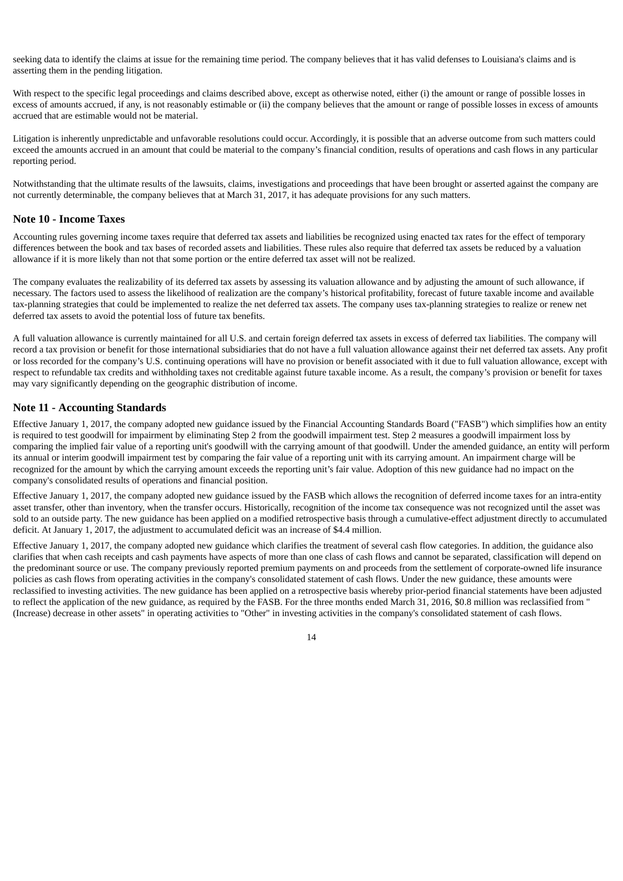seeking data to identify the claims at issue for the remaining time period. The company believes that it has valid defenses to Louisiana's claims and is asserting them in the pending litigation.

With respect to the specific legal proceedings and claims described above, except as otherwise noted, either (i) the amount or range of possible losses in excess of amounts accrued, if any, is not reasonably estimable or (ii) the company believes that the amount or range of possible losses in excess of amounts accrued that are estimable would not be material.

Litigation is inherently unpredictable and unfavorable resolutions could occur. Accordingly, it is possible that an adverse outcome from such matters could exceed the amounts accrued in an amount that could be material to the company's financial condition, results of operations and cash flows in any particular reporting period.

Notwithstanding that the ultimate results of the lawsuits, claims, investigations and proceedings that have been brought or asserted against the company are not currently determinable, the company believes that at March 31, 2017, it has adequate provisions for any such matters.

## Note 10 - Income Taxes

Accounting rules governing income taxes require that deferred tax assets and liabilities be recognized using enacted tax rates for the effect of temporary differences between the book and tax bases of recorded assets and liabilities. These rules also require that deferred tax assets be reduced by a valuation allowance if it is more likely than not that some portion or the entire deferred tax asset will not be realized.

The company evaluates the realizability of its deferred tax assets by assessing its valuation allowance and by adjusting the amount of such allowance, if necessary. The factors used to assess the likelihood of realization are the company's historical profitability, forecast of future taxable income and available tax-planning strategies that could be implemented to realize the net deferred tax assets. The company uses tax-planning strategies to realize or renew net deferred tax assets to avoid the potential loss of future tax benefits.

A full valuation allowance is currently maintained for all U.S. and certain foreign deferred tax assets in excess of deferred tax liabilities. The company will record a tax provision or benefit for those international subsidiaries that do not have a full valuation allowance against their net deferred tax assets. Any profit or loss recorded for the company's U.S. continuing operations will have no provision or benefit associated with it due to full valuation allowance, except with respect to refundable tax credits and withholding taxes not creditable against future taxable income. As a result, the company's provision or benefit for taxes may vary significantly depending on the geographic distribution of income.

## Note 11 - Accounting Standards

Effective January 1, 2017, the company adopted new guidance issued by the Financial Accounting Standards Board ("FASB") which simplifies how an entity is required to test goodwill for impairment by eliminating Step 2 from the goodwill impairment test. Step 2 measures a goodwill impairment loss by comparing the implied fair value of a reporting unit's goodwill with the carrying amount of that goodwill. Under the amended guidance, an entity will perform its annual or interim goodwill impairment test by comparing the fair value of a reporting unit with its carrying amount. An impairment charge will be recognized for the amount by which the carrying amount exceeds the reporting unit's fair value. Adoption of this new guidance had no impact on the company's consolidated results of operations and financial position.

Effective January 1, 2017, the company adopted new guidance issued by the FASB which allows the recognition of deferred income taxes for an intra-entity asset transfer, other than inventory, when the transfer occurs. Historically, recognition of the income tax consequence was not recognized until the asset was sold to an outside party. The new guidance has been applied on a modified retrospective basis through a cumulative-effect adjustment directly to accumulated deficit. At January 1, 2017, the adjustment to accumulated deficit was an increase of $4.4 million.

Effective January 1, 2017, the company adopted new guidance which clarifies the treatment of several cash flow categories. In addition, the guidance also clarifies that when cash receipts and cash payments have aspects of more than one class of cash flows and cannot be separated, classification will depend on the predominant source or use. The company previously reported premium payments on and proceeds from the settlement of corporate-owned life insurance policies as cash flows from operating activities in the company's consolidated statement of cash flows. Under the new guidance, these amounts were reclassified to investing activities. The new guidance has been applied on a retrospective basis whereby prior-period financial statements have been adjusted to reflect the application of the new guidance, as required by the FASB. For the three months ended March 31, 2016, $0.8 million was reclassified from "(Increase) decrease in other assets" in operating activities to "Other" in investing activities in the company's consolidated statement of cash flows.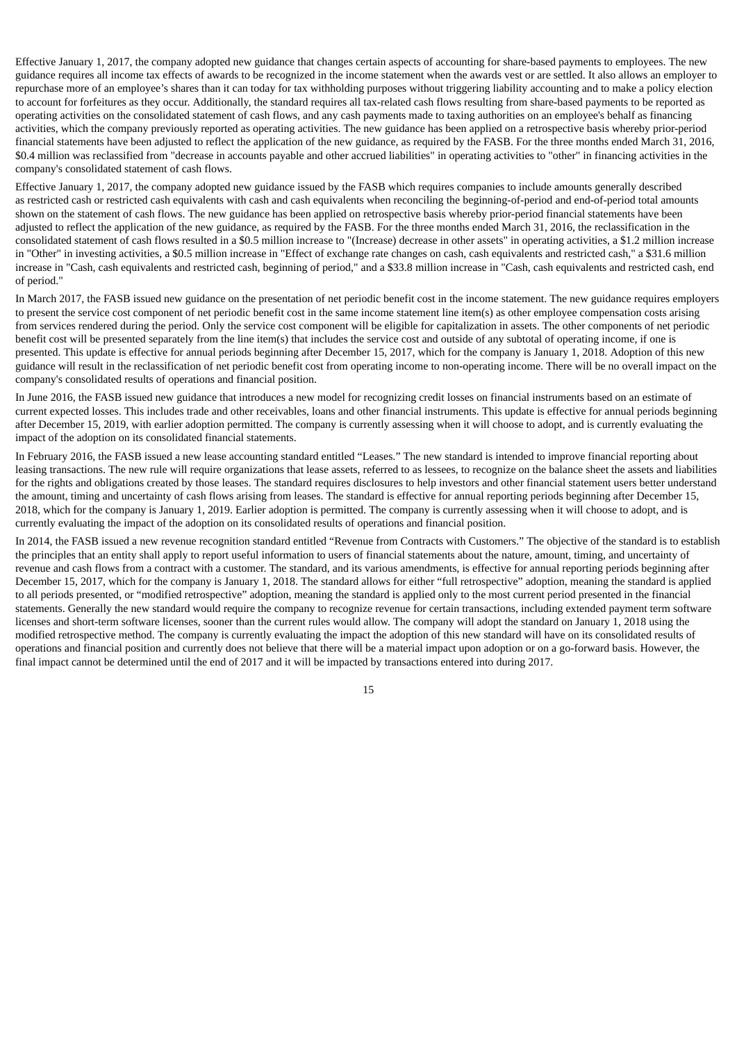Effective January 1, 2017, the company adopted new guidance that changes certain aspects of accounting for share-based payments to employees. The new guidance requires all income tax effects of awards to be recognized in the income statement when the awards vest or are settled. It also allows an employer to repurchase more of an employee's shares than it can today for tax withholding purposes without triggering liability accounting and to make a policy election to account for forfeitures as they occur. Additionally, the standard requires all tax-related cash flows resulting from share-based payments to be reported as operating activities on the consolidated statement of cash flows, and any cash payments made to taxing authorities on an employee's behalf as financing activities, which the company previously reported as operating activities. The new guidance has been applied on a retrospective basis whereby prior-period financial statements have been adjusted to reflect the application of the new guidance, as required by the FASB. For the three months ended March 31, 2016, $0.4 million was reclassified from "decrease in accounts payable and other accrued liabilities" in operating activities to "other" in financing activities in the company's consolidated statement of cash flows.

Effective January 1, 2017, the company adopted new guidance issued by the FASB which requires companies to include amounts generally described as restricted cash or restricted cash equivalents with cash and cash equivalents when reconciling the beginning-of-period and end-of-period total amounts shown on the statement of cash flows. The new guidance has been applied on retrospective basis whereby prior-period financial statements have been adjusted to reflect the application of the new guidance, as required by the FASB. For the three months ended March 31, 2016, the reclassification in the consolidated statement of cash flows resulted in a $0.5 million increase to "(Increase) decrease in other assets" in operating activities, a $1.2 million increase in "Other" in investing activities, a $0.5 million increase in "Effect of exchange rate changes on cash, cash equivalents and restricted cash," a $31.6 million increase in "Cash, cash equivalents and restricted cash, beginning of period," and a $33.8 million increase in "Cash, cash equivalents and restricted cash, end of period."

In March 2017, the FASB issued new guidance on the presentation of net periodic benefit cost in the income statement. The new guidance requires employers to present the service cost component of net periodic benefit cost in the same income statement line item(s) as other employee compensation costs arising from services rendered during the period. Only the service cost component will be eligible for capitalization in assets. The other components of net periodic benefit cost will be presented separately from the line item(s) that includes the service cost and outside of any subtotal of operating income, if one is presented. This update is effective for annual periods beginning after December 15, 2017, which for the company is January 1, 2018. Adoption of this new guidance will result in the reclassification of net periodic benefit cost from operating income to non-operating income. There will be no overall impact on the company's consolidated results of operations and financial position.

In June 2016, the FASB issued new guidance that introduces a new model for recognizing credit losses on financial instruments based on an estimate of current expected losses. This includes trade and other receivables, loans and other financial instruments. This update is effective for annual periods beginning after December 15, 2019, with earlier adoption permitted. The company is currently assessing when it will choose to adopt, and is currently evaluating the impact of the adoption on its consolidated financial statements.

In February 2016, the FASB issued a new lease accounting standard entitled "Leases." The new standard is intended to improve financial reporting about leasing transactions. The new rule will require organizations that lease assets, referred to as lessees, to recognize on the balance sheet the assets and liabilities for the rights and obligations created by those leases. The standard requires disclosures to help investors and other financial statement users better understand the amount, timing and uncertainty of cash flows arising from leases. The standard is effective for annual reporting periods beginning after December 15, 2018, which for the company is January 1, 2019. Earlier adoption is permitted. The company is currently assessing when it will choose to adopt, and is currently evaluating the impact of the adoption on its consolidated results of operations and financial position.

In 2014, the FASB issued a new revenue recognition standard entitled "Revenue from Contracts with Customers." The objective of the standard is to establish the principles that an entity shall apply to report useful information to users of financial statements about the nature, amount, timing, and uncertainty of revenue and cash flows from a contract with a customer. The standard, and its various amendments, is effective for annual reporting periods beginning after December 15, 2017, which for the company is January 1, 2018. The standard allows for either "full retrospective" adoption, meaning the standard is applied to all periods presented, or "modified retrospective" adoption, meaning the standard is applied only to the most current period presented in the financial statements. Generally the new standard would require the company to recognize revenue for certain transactions, including extended payment term software licenses and short-term software licenses, sooner than the current rules would allow. The company will adopt the standard on January 1, 2018 using the modified retrospective method. The company is currently evaluating the impact the adoption of this new standard will have on its consolidated results of operations and financial position and currently does not believe that there will be a material impact upon adoption or on a go-forward basis. However, the final impact cannot be determined until the end of 2017 and it will be impacted by transactions entered into during 2017.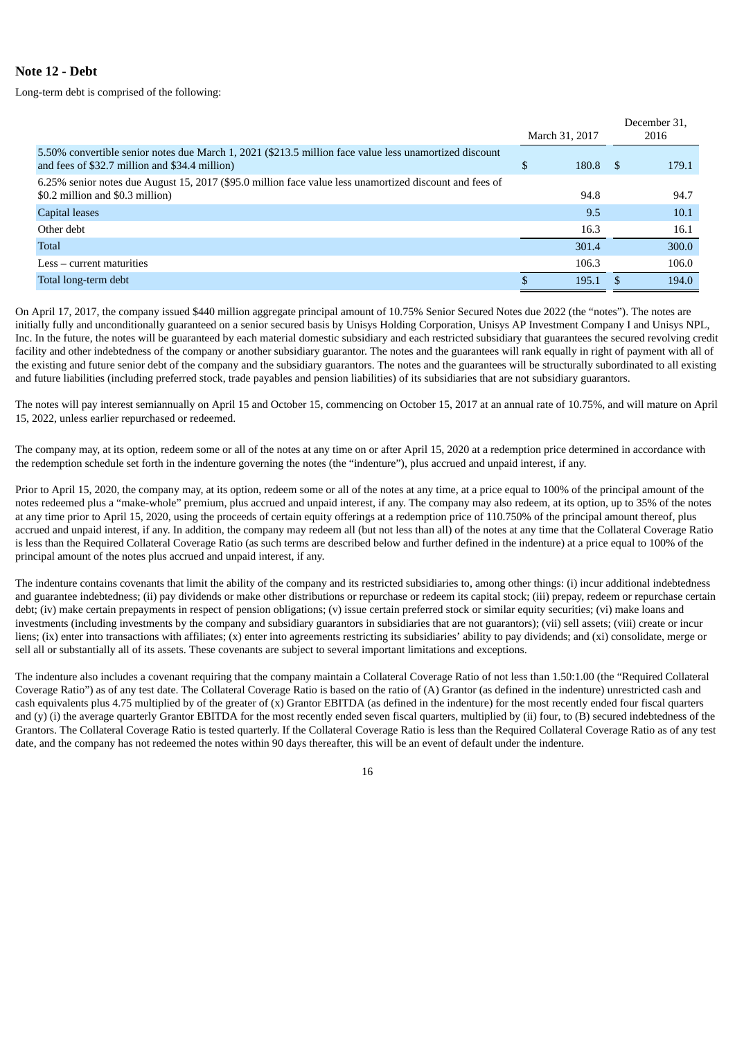## Note 12 - Debt

Long-term debt is comprised of the following:

| | March 31, 2017 | December 31, 2016 |
|---|---|---|
| 5.50% convertible senior notes due March 1, 2021 ($213.5 million face value less unamortized discount and fees of $32.7 million and $34.4 million) | $ 180.8 | $ 179.1 |
| 6.25% senior notes due August 15, 2017 ($95.0 million face value less unamortized discount and fees of $0.2 million and $0.3 million) | 94.8 | 94.7 |
| Capital leases | 9.5 | 10.1 |
| Other debt | 16.3 | 16.1 |
| Total | 301.4 | 300.0 |
| Less – current maturities | 106.3 | 106.0 |
| Total long-term debt | $ 195.1 | $ 194.0 |

On April 17, 2017, the company issued $440 million aggregate principal amount of 10.75% Senior Secured Notes due 2022 (the "notes"). The notes are initially fully and unconditionally guaranteed on a senior secured basis by Unisys Holding Corporation, Unisys AP Investment Company I and Unisys NPL, Inc. In the future, the notes will be guaranteed by each material domestic subsidiary and each restricted subsidiary that guarantees the secured revolving credit facility and other indebtedness of the company or another subsidiary guarantor. The notes and the guarantees will rank equally in right of payment with all of the existing and future senior debt of the company and the subsidiary guarantors. The notes and the guarantees will be structurally subordinated to all existing and future liabilities (including preferred stock, trade payables and pension liabilities) of its subsidiaries that are not subsidiary guarantors.

The notes will pay interest semiannually on April 15 and October 15, commencing on October 15, 2017 at an annual rate of 10.75%, and will mature on April 15, 2022, unless earlier repurchased or redeemed.

The company may, at its option, redeem some or all of the notes at any time on or after April 15, 2020 at a redemption price determined in accordance with the redemption schedule set forth in the indenture governing the notes (the "indenture"), plus accrued and unpaid interest, if any.

Prior to April 15, 2020, the company may, at its option, redeem some or all of the notes at any time, at a price equal to 100% of the principal amount of the notes redeemed plus a "make-whole" premium, plus accrued and unpaid interest, if any. The company may also redeem, at its option, up to 35% of the notes at any time prior to April 15, 2020, using the proceeds of certain equity offerings at a redemption price of 110.750% of the principal amount thereof, plus accrued and unpaid interest, if any. In addition, the company may redeem all (but not less than all) of the notes at any time that the Collateral Coverage Ratio is less than the Required Collateral Coverage Ratio (as such terms are described below and further defined in the indenture) at a price equal to 100% of the principal amount of the notes plus accrued and unpaid interest, if any.

The indenture contains covenants that limit the ability of the company and its restricted subsidiaries to, among other things: (i) incur additional indebtedness and guarantee indebtedness; (ii) pay dividends or make other distributions or repurchase or redeem its capital stock; (iii) prepay, redeem or repurchase certain debt; (iv) make certain prepayments in respect of pension obligations; (v) issue certain preferred stock or similar equity securities; (vi) make loans and investments (including investments by the company and subsidiary guarantors in subsidiaries that are not guarantors); (vii) sell assets; (viii) create or incur liens; (ix) enter into transactions with affiliates; (x) enter into agreements restricting its subsidiaries' ability to pay dividends; and (xi) consolidate, merge or sell all or substantially all of its assets. These covenants are subject to several important limitations and exceptions.

The indenture also includes a covenant requiring that the company maintain a Collateral Coverage Ratio of not less than 1.50:1.00 (the "Required Collateral Coverage Ratio") as of any test date. The Collateral Coverage Ratio is based on the ratio of (A) Grantor (as defined in the indenture) unrestricted cash and cash equivalents plus 4.75 multiplied by of the greater of (x) Grantor EBITDA (as defined in the indenture) for the most recently ended four fiscal quarters and (y) (i) the average quarterly Grantor EBITDA for the most recently ended seven fiscal quarters, multiplied by (ii) four, to (B) secured indebtedness of the Grantors. The Collateral Coverage Ratio is tested quarterly. If the Collateral Coverage Ratio is less than the Required Collateral Coverage Ratio as of any test date, and the company has not redeemed the notes within 90 days thereafter, this will be an event of default under the indenture.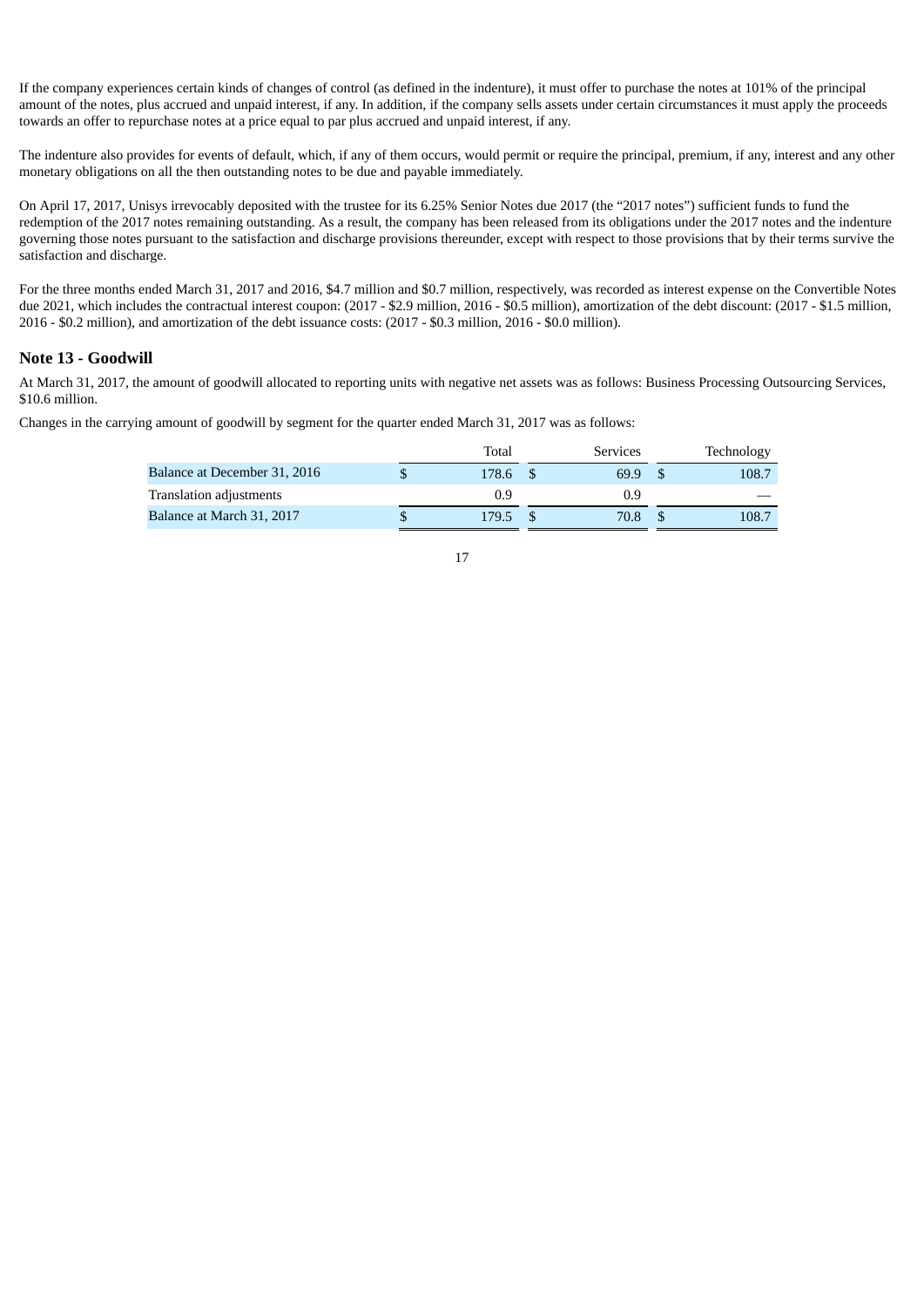If the company experiences certain kinds of changes of control (as defined in the indenture), it must offer to purchase the notes at 101% of the principal amount of the notes, plus accrued and unpaid interest, if any. In addition, if the company sells assets under certain circumstances it must apply the proceeds towards an offer to repurchase notes at a price equal to par plus accrued and unpaid interest, if any.

The indenture also provides for events of default, which, if any of them occurs, would permit or require the principal, premium, if any, interest and any other monetary obligations on all the then outstanding notes to be due and payable immediately.

On April 17, 2017, Unisys irrevocably deposited with the trustee for its 6.25% Senior Notes due 2017 (the "2017 notes") sufficient funds to fund the redemption of the 2017 notes remaining outstanding. As a result, the company has been released from its obligations under the 2017 notes and the indenture governing those notes pursuant to the satisfaction and discharge provisions thereunder, except with respect to those provisions that by their terms survive the satisfaction and discharge.

For the three months ended March 31, 2017 and 2016, $4.7 million and $0.7 million, respectively, was recorded as interest expense on the Convertible Notes due 2021, which includes the contractual interest coupon: (2017 - $2.9 million, 2016 - $0.5 million), amortization of the debt discount: (2017 - $1.5 million, 2016 - $0.2 million), and amortization of the debt issuance costs: (2017 - $0.3 million, 2016 - $0.0 million).

## Note 13 - Goodwill

At March 31, 2017, the amount of goodwill allocated to reporting units with negative net assets was as follows: Business Processing Outsourcing Services, $10.6 million.

Changes in the carrying amount of goodwill by segment for the quarter ended March 31, 2017 was as follows:

| | Total | Services | Technology |
|---|---|---|---|
| Balance at December 31, 2016 | $ 178.6 | $ 69.9 | $ 108.7 |
| Translation adjustments | 0.9 | 0.9 | — |
| Balance at March 31, 2017 | $ 179.5 | $ 70.8 | $ 108.7 |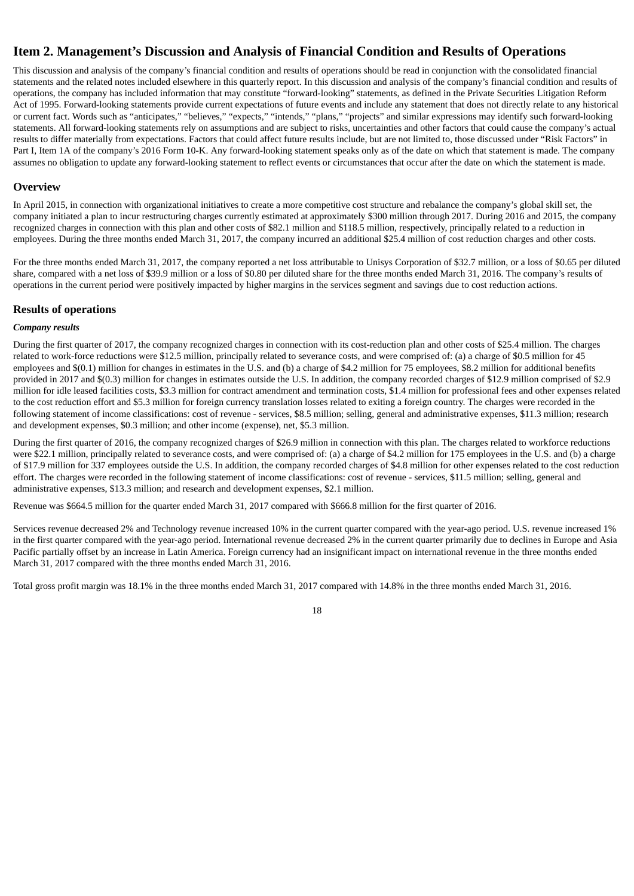# Item 2. Management's Discussion and Analysis of Financial Condition and Results of Operations

This discussion and analysis of the company's financial condition and results of operations should be read in conjunction with the consolidated financial statements and the related notes included elsewhere in this quarterly report. In this discussion and analysis of the company's financial condition and results of operations, the company has included information that may constitute "forward-looking" statements, as defined in the Private Securities Litigation Reform Act of 1995. Forward-looking statements provide current expectations of future events and include any statement that does not directly relate to any historical or current fact. Words such as "anticipates," "believes," "expects," "intends," "plans," "projects" and similar expressions may identify such forward-looking statements. All forward-looking statements rely on assumptions and are subject to risks, uncertainties and other factors that could cause the company's actual results to differ materially from expectations. Factors that could affect future results include, but are not limited to, those discussed under "Risk Factors" in Part I, Item 1A of the company's 2016 Form 10-K. Any forward-looking statement speaks only as of the date on which that statement is made. The company assumes no obligation to update any forward-looking statement to reflect events or circumstances that occur after the date on which the statement is made.

## Overview

In April 2015, in connection with organizational initiatives to create a more competitive cost structure and rebalance the company's global skill set, the company initiated a plan to incur restructuring charges currently estimated at approximately $300 million through 2017. During 2016 and 2015, the company recognized charges in connection with this plan and other costs of $82.1 million and $118.5 million, respectively, principally related to a reduction in employees. During the three months ended March 31, 2017, the company incurred an additional $25.4 million of cost reduction charges and other costs.

For the three months ended March 31, 2017, the company reported a net loss attributable to Unisys Corporation of $32.7 million, or a loss of $0.65 per diluted share, compared with a net loss of $39.9 million or a loss of $0.80 per diluted share for the three months ended March 31, 2016. The company's results of operations in the current period were positively impacted by higher margins in the services segment and savings due to cost reduction actions.

## Results of operations

### *Company results*

During the first quarter of 2017, the company recognized charges in connection with its cost-reduction plan and other costs of $25.4 million. The charges related to work-force reductions were $12.5 million, principally related to severance costs, and were comprised of: (a) a charge of $0.5 million for 45 employees and $(0.1) million for changes in estimates in the U.S. and (b) a charge of $4.2 million for 75 employees, $8.2 million for additional benefits provided in 2017 and $(0.3) million for changes in estimates outside the U.S. In addition, the company recorded charges of $12.9 million comprised of $2.9 million for idle leased facilities costs, $3.3 million for contract amendment and termination costs, $1.4 million for professional fees and other expenses related to the cost reduction effort and $5.3 million for foreign currency translation losses related to exiting a foreign country. The charges were recorded in the following statement of income classifications: cost of revenue - services, $8.5 million; selling, general and administrative expenses, $11.3 million; research and development expenses, $0.3 million; and other income (expense), net, $5.3 million.

During the first quarter of 2016, the company recognized charges of $26.9 million in connection with this plan. The charges related to workforce reductions were $22.1 million, principally related to severance costs, and were comprised of: (a) a charge of $4.2 million for 175 employees in the U.S. and (b) a charge of $17.9 million for 337 employees outside the U.S. In addition, the company recorded charges of $4.8 million for other expenses related to the cost reduction effort. The charges were recorded in the following statement of income classifications: cost of revenue - services, $11.5 million; selling, general and administrative expenses, $13.3 million; and research and development expenses, $2.1 million.

Revenue was $664.5 million for the quarter ended March 31, 2017 compared with $666.8 million for the first quarter of 2016.

Services revenue decreased 2% and Technology revenue increased 10% in the current quarter compared with the year-ago period. U.S. revenue increased 1% in the first quarter compared with the year-ago period. International revenue decreased 2% in the current quarter primarily due to declines in Europe and Asia Pacific partially offset by an increase in Latin America. Foreign currency had an insignificant impact on international revenue in the three months ended March 31, 2017 compared with the three months ended March 31, 2016.

Total gross profit margin was 18.1% in the three months ended March 31, 2017 compared with 14.8% in the three months ended March 31, 2016.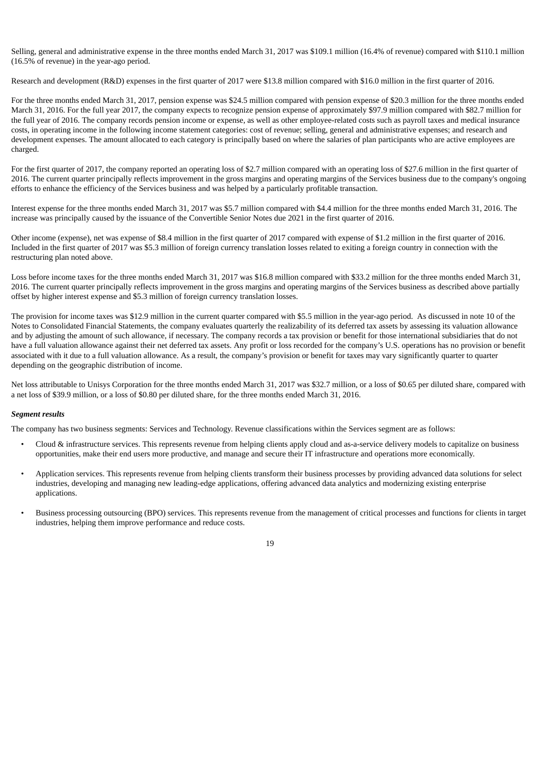Selling, general and administrative expense in the three months ended March 31, 2017 was $109.1 million (16.4% of revenue) compared with $110.1 million (16.5% of revenue) in the year-ago period.

Research and development (R&D) expenses in the first quarter of 2017 were $13.8 million compared with $16.0 million in the first quarter of 2016.

For the three months ended March 31, 2017, pension expense was $24.5 million compared with pension expense of $20.3 million for the three months ended March 31, 2016. For the full year 2017, the company expects to recognize pension expense of approximately $97.9 million compared with $82.7 million for the full year of 2016. The company records pension income or expense, as well as other employee-related costs such as payroll taxes and medical insurance costs, in operating income in the following income statement categories: cost of revenue; selling, general and administrative expenses; and research and development expenses. The amount allocated to each category is principally based on where the salaries of plan participants who are active employees are charged.

For the first quarter of 2017, the company reported an operating loss of $2.7 million compared with an operating loss of $27.6 million in the first quarter of 2016. The current quarter principally reflects improvement in the gross margins and operating margins of the Services business due to the company's ongoing efforts to enhance the efficiency of the Services business and was helped by a particularly profitable transaction.

Interest expense for the three months ended March 31, 2017 was $5.7 million compared with $4.4 million for the three months ended March 31, 2016. The increase was principally caused by the issuance of the Convertible Senior Notes due 2021 in the first quarter of 2016.

Other income (expense), net was expense of $8.4 million in the first quarter of 2017 compared with expense of $1.2 million in the first quarter of 2016. Included in the first quarter of 2017 was $5.3 million of foreign currency translation losses related to exiting a foreign country in connection with the restructuring plan noted above.

Loss before income taxes for the three months ended March 31, 2017 was $16.8 million compared with $33.2 million for the three months ended March 31, 2016. The current quarter principally reflects improvement in the gross margins and operating margins of the Services business as described above partially offset by higher interest expense and $5.3 million of foreign currency translation losses.

The provision for income taxes was $12.9 million in the current quarter compared with $5.5 million in the year-ago period. As discussed in note 10 of the Notes to Consolidated Financial Statements, the company evaluates quarterly the realizability of its deferred tax assets by assessing its valuation allowance and by adjusting the amount of such allowance, if necessary. The company records a tax provision or benefit for those international subsidiaries that do not have a full valuation allowance against their net deferred tax assets. Any profit or loss recorded for the company's U.S. operations has no provision or benefit associated with it due to a full valuation allowance. As a result, the company's provision or benefit for taxes may vary significantly quarter to quarter depending on the geographic distribution of income.

Net loss attributable to Unisys Corporation for the three months ended March 31, 2017 was $32.7 million, or a loss of $0.65 per diluted share, compared with a net loss of $39.9 million, or a loss of $0.80 per diluted share, for the three months ended March 31, 2016.

***Segment results***

The company has two business segments: Services and Technology. Revenue classifications within the Services segment are as follows:

- Cloud & infrastructure services. This represents revenue from helping clients apply cloud and as-a-service delivery models to capitalize on business opportunities, make their end users more productive, and manage and secure their IT infrastructure and operations more economically.
- Application services. This represents revenue from helping clients transform their business processes by providing advanced data solutions for select industries, developing and managing new leading-edge applications, offering advanced data analytics and modernizing existing enterprise applications.
- Business processing outsourcing (BPO) services. This represents revenue from the management of critical processes and functions for clients in target industries, helping them improve performance and reduce costs.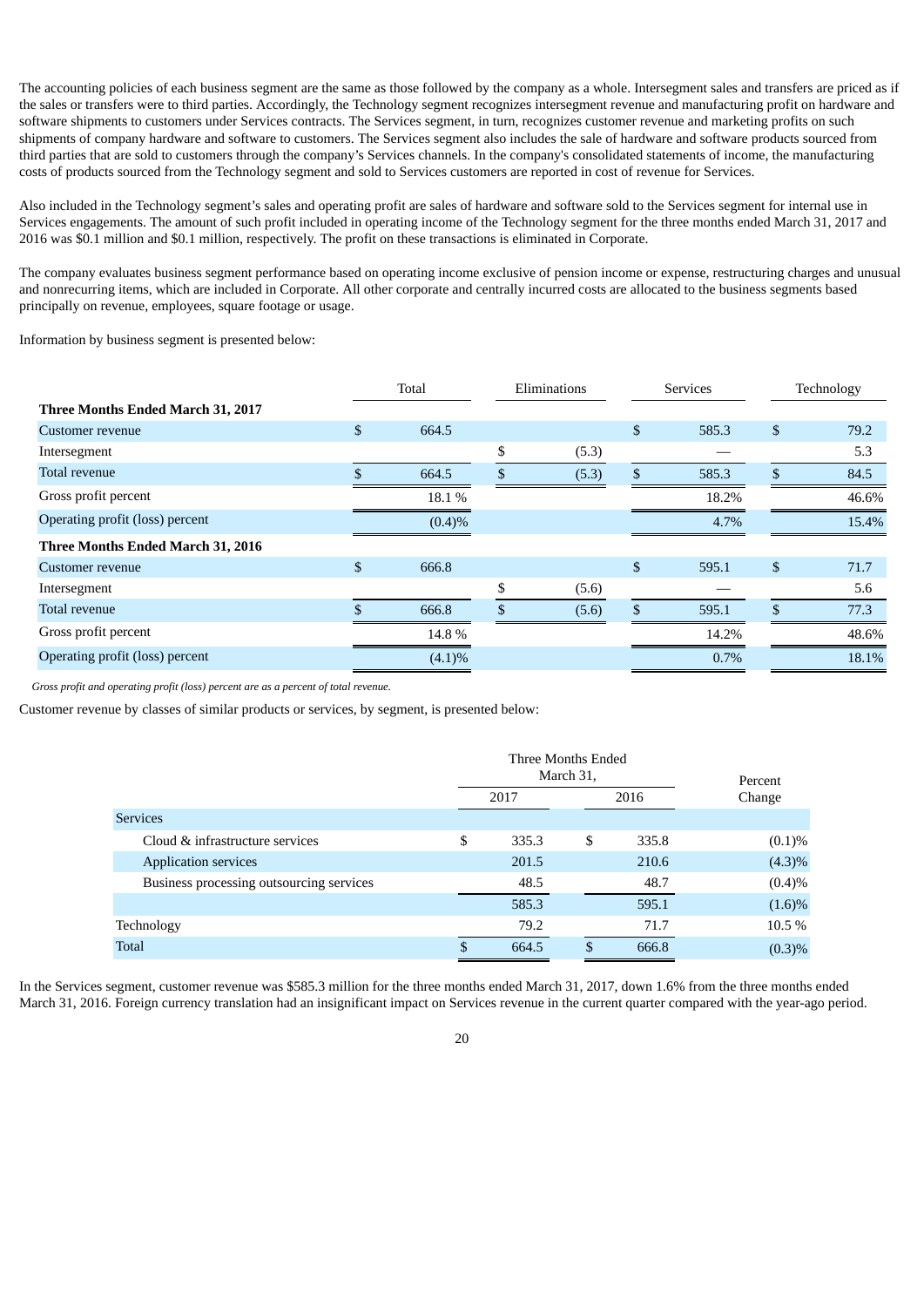The accounting policies of each business segment are the same as those followed by the company as a whole. Intersegment sales and transfers are priced as if the sales or transfers were to third parties. Accordingly, the Technology segment recognizes intersegment revenue and manufacturing profit on hardware and software shipments to customers under Services contracts. The Services segment, in turn, recognizes customer revenue and marketing profits on such shipments of company hardware and software to customers. The Services segment also includes the sale of hardware and software products sourced from third parties that are sold to customers through the company's Services channels. In the company's consolidated statements of income, the manufacturing costs of products sourced from the Technology segment and sold to Services customers are reported in cost of revenue for Services.

Also included in the Technology segment's sales and operating profit are sales of hardware and software sold to the Services segment for internal use in Services engagements. The amount of such profit included in operating income of the Technology segment for the three months ended March 31, 2017 and 2016 was $0.1 million and $0.1 million, respectively. The profit on these transactions is eliminated in Corporate.

The company evaluates business segment performance based on operating income exclusive of pension income or expense, restructuring charges and unusual and nonrecurring items, which are included in Corporate. All other corporate and centrally incurred costs are allocated to the business segments based principally on revenue, employees, square footage or usage.

Information by business segment is presented below:

| | Total | Eliminations | Services | Technology |
|---|---|---|---|---|
| **Three Months Ended March 31, 2017** | | | | |
| Customer revenue | $ 664.5 | | $ 585.3 | $ 79.2 |
| Intersegment | | $ (5.3) | — | 5.3 |
| Total revenue | $ 664.5 | $ (5.3) | $ 585.3 | $ 84.5 |
| Gross profit percent | 18.1 % | | 18.2% | 46.6% |
| Operating profit (loss) percent | (0.4)% | | 4.7% | 15.4% |
| **Three Months Ended March 31, 2016** | | | | |
| Customer revenue | $ 666.8 | | $ 595.1 | $ 71.7 |
| Intersegment | | $ (5.6) | — | 5.6 |
| Total revenue | $ 666.8 | $ (5.6) | $ 595.1 | $ 77.3 |
| Gross profit percent | 14.8 % | | 14.2% | 48.6% |
| Operating profit (loss) percent | (4.1)% | | 0.7% | 18.1% |

*Gross profit and operating profit (loss) percent are as a percent of total revenue.*

Customer revenue by classes of similar products or services, by segment, is presented below:

| | Three Months Ended March 31, | | Percent Change |
|---|---|---|---|
| | 2017 | 2016 | |
| Services | | | |
| Cloud & infrastructure services | $ 335.3 | $ 335.8 | (0.1)% |
| Application services | 201.5 | 210.6 | (4.3)% |
| Business processing outsourcing services | 48.5 | 48.7 | (0.4)% |
| | 585.3 | 595.1 | (1.6)% |
| Technology | 79.2 | 71.7 | 10.5 % |
| Total | $ 664.5 | $ 666.8 | (0.3)% |

In the Services segment, customer revenue was $585.3 million for the three months ended March 31, 2017, down 1.6% from the three months ended March 31, 2016. Foreign currency translation had an insignificant impact on Services revenue in the current quarter compared with the year-ago period.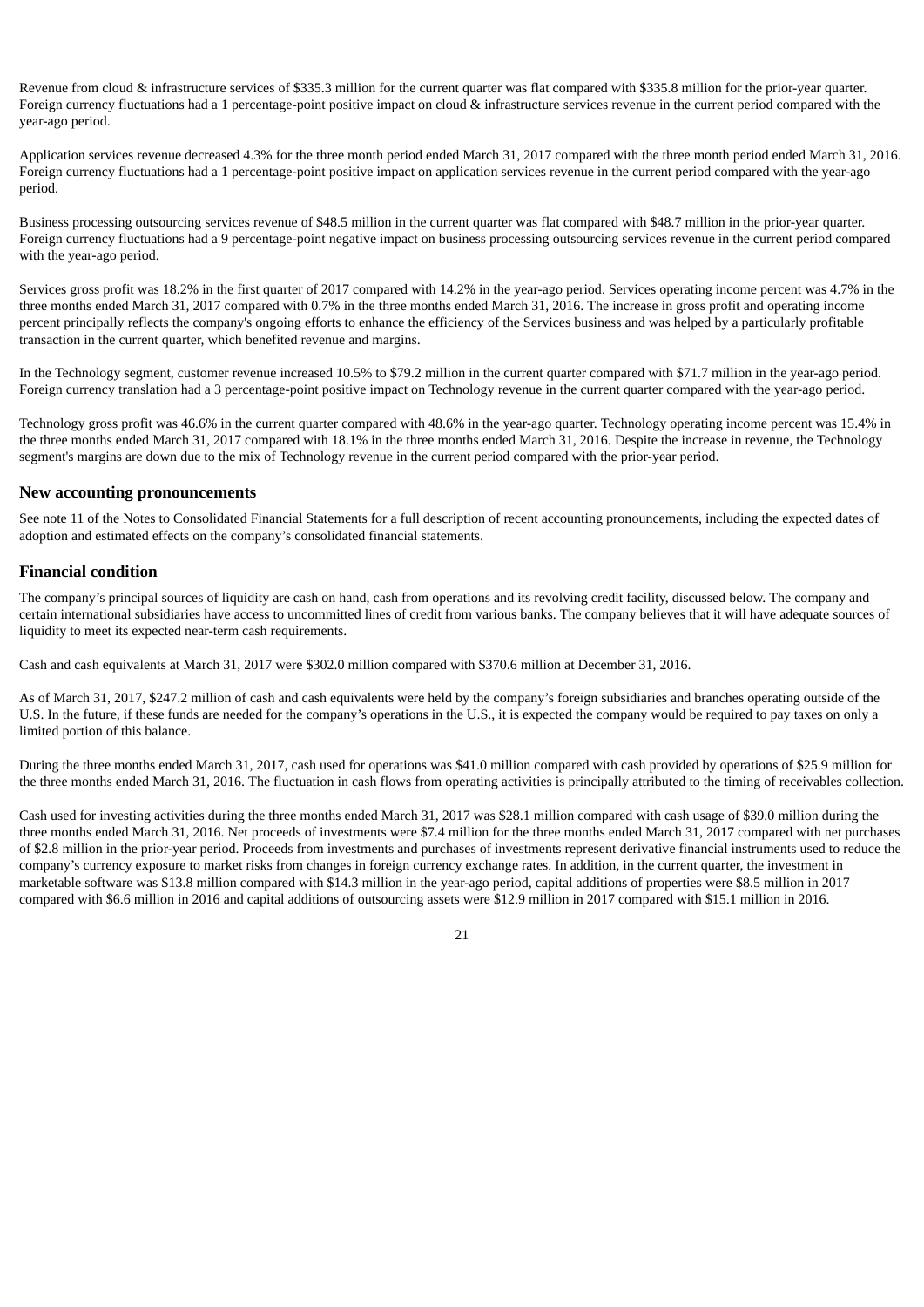Revenue from cloud & infrastructure services of $335.3 million for the current quarter was flat compared with $335.8 million for the prior-year quarter. Foreign currency fluctuations had a 1 percentage-point positive impact on cloud & infrastructure services revenue in the current period compared with the year-ago period.

Application services revenue decreased 4.3% for the three month period ended March 31, 2017 compared with the three month period ended March 31, 2016. Foreign currency fluctuations had a 1 percentage-point positive impact on application services revenue in the current period compared with the year-ago period.

Business processing outsourcing services revenue of $48.5 million in the current quarter was flat compared with $48.7 million in the prior-year quarter. Foreign currency fluctuations had a 9 percentage-point negative impact on business processing outsourcing services revenue in the current period compared with the year-ago period.

Services gross profit was 18.2% in the first quarter of 2017 compared with 14.2% in the year-ago period. Services operating income percent was 4.7% in the three months ended March 31, 2017 compared with 0.7% in the three months ended March 31, 2016. The increase in gross profit and operating income percent principally reflects the company's ongoing efforts to enhance the efficiency of the Services business and was helped by a particularly profitable transaction in the current quarter, which benefited revenue and margins.

In the Technology segment, customer revenue increased 10.5% to $79.2 million in the current quarter compared with $71.7 million in the year-ago period. Foreign currency translation had a 3 percentage-point positive impact on Technology revenue in the current quarter compared with the year-ago period.

Technology gross profit was 46.6% in the current quarter compared with 48.6% in the year-ago quarter. Technology operating income percent was 15.4% in the three months ended March 31, 2017 compared with 18.1% in the three months ended March 31, 2016. Despite the increase in revenue, the Technology segment's margins are down due to the mix of Technology revenue in the current period compared with the prior-year period.

## New accounting pronouncements

See note 11 of the Notes to Consolidated Financial Statements for a full description of recent accounting pronouncements, including the expected dates of adoption and estimated effects on the company's consolidated financial statements.

## Financial condition

The company's principal sources of liquidity are cash on hand, cash from operations and its revolving credit facility, discussed below. The company and certain international subsidiaries have access to uncommitted lines of credit from various banks. The company believes that it will have adequate sources of liquidity to meet its expected near-term cash requirements.

Cash and cash equivalents at March 31, 2017 were $302.0 million compared with $370.6 million at December 31, 2016.

As of March 31, 2017, $247.2 million of cash and cash equivalents were held by the company's foreign subsidiaries and branches operating outside of the U.S. In the future, if these funds are needed for the company's operations in the U.S., it is expected the company would be required to pay taxes on only a limited portion of this balance.

During the three months ended March 31, 2017, cash used for operations was $41.0 million compared with cash provided by operations of $25.9 million for the three months ended March 31, 2016. The fluctuation in cash flows from operating activities is principally attributed to the timing of receivables collection.

Cash used for investing activities during the three months ended March 31, 2017 was $28.1 million compared with cash usage of $39.0 million during the three months ended March 31, 2016. Net proceeds of investments were $7.4 million for the three months ended March 31, 2017 compared with net purchases of $2.8 million in the prior-year period. Proceeds from investments and purchases of investments represent derivative financial instruments used to reduce the company's currency exposure to market risks from changes in foreign currency exchange rates. In addition, in the current quarter, the investment in marketable software was $13.8 million compared with $14.3 million in the year-ago period, capital additions of properties were $8.5 million in 2017 compared with $6.6 million in 2016 and capital additions of outsourcing assets were $12.9 million in 2017 compared with $15.1 million in 2016.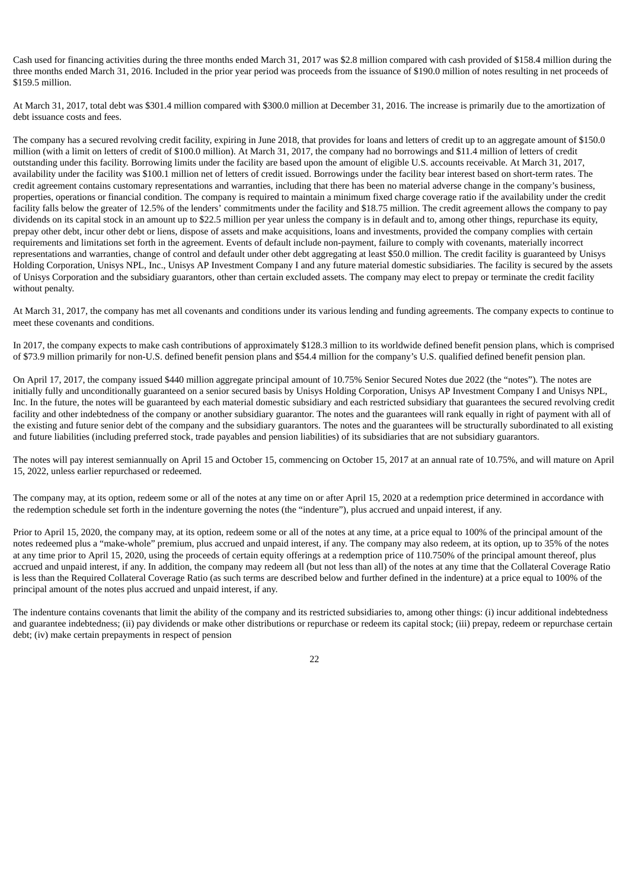Cash used for financing activities during the three months ended March 31, 2017 was $2.8 million compared with cash provided of $158.4 million during the three months ended March 31, 2016. Included in the prior year period was proceeds from the issuance of $190.0 million of notes resulting in net proceeds of $159.5 million.

At March 31, 2017, total debt was $301.4 million compared with $300.0 million at December 31, 2016. The increase is primarily due to the amortization of debt issuance costs and fees.

The company has a secured revolving credit facility, expiring in June 2018, that provides for loans and letters of credit up to an aggregate amount of $150.0 million (with a limit on letters of credit of $100.0 million). At March 31, 2017, the company had no borrowings and $11.4 million of letters of credit outstanding under this facility. Borrowing limits under the facility are based upon the amount of eligible U.S. accounts receivable. At March 31, 2017, availability under the facility was $100.1 million net of letters of credit issued. Borrowings under the facility bear interest based on short-term rates. The credit agreement contains customary representations and warranties, including that there has been no material adverse change in the company's business, properties, operations or financial condition. The company is required to maintain a minimum fixed charge coverage ratio if the availability under the credit facility falls below the greater of 12.5% of the lenders' commitments under the facility and $18.75 million. The credit agreement allows the company to pay dividends on its capital stock in an amount up to $22.5 million per year unless the company is in default and to, among other things, repurchase its equity, prepay other debt, incur other debt or liens, dispose of assets and make acquisitions, loans and investments, provided the company complies with certain requirements and limitations set forth in the agreement. Events of default include non-payment, failure to comply with covenants, materially incorrect representations and warranties, change of control and default under other debt aggregating at least $50.0 million. The credit facility is guaranteed by Unisys Holding Corporation, Unisys NPL, Inc., Unisys AP Investment Company I and any future material domestic subsidiaries. The facility is secured by the assets of Unisys Corporation and the subsidiary guarantors, other than certain excluded assets. The company may elect to prepay or terminate the credit facility without penalty.

At March 31, 2017, the company has met all covenants and conditions under its various lending and funding agreements. The company expects to continue to meet these covenants and conditions.

In 2017, the company expects to make cash contributions of approximately $128.3 million to its worldwide defined benefit pension plans, which is comprised of $73.9 million primarily for non-U.S. defined benefit pension plans and $54.4 million for the company's U.S. qualified defined benefit pension plan.

On April 17, 2017, the company issued $440 million aggregate principal amount of 10.75% Senior Secured Notes due 2022 (the "notes"). The notes are initially fully and unconditionally guaranteed on a senior secured basis by Unisys Holding Corporation, Unisys AP Investment Company I and Unisys NPL, Inc. In the future, the notes will be guaranteed by each material domestic subsidiary and each restricted subsidiary that guarantees the secured revolving credit facility and other indebtedness of the company or another subsidiary guarantor. The notes and the guarantees will rank equally in right of payment with all of the existing and future senior debt of the company and the subsidiary guarantors. The notes and the guarantees will be structurally subordinated to all existing and future liabilities (including preferred stock, trade payables and pension liabilities) of its subsidiaries that are not subsidiary guarantors.

The notes will pay interest semiannually on April 15 and October 15, commencing on October 15, 2017 at an annual rate of 10.75%, and will mature on April 15, 2022, unless earlier repurchased or redeemed.

The company may, at its option, redeem some or all of the notes at any time on or after April 15, 2020 at a redemption price determined in accordance with the redemption schedule set forth in the indenture governing the notes (the "indenture"), plus accrued and unpaid interest, if any.

Prior to April 15, 2020, the company may, at its option, redeem some or all of the notes at any time, at a price equal to 100% of the principal amount of the notes redeemed plus a "make-whole" premium, plus accrued and unpaid interest, if any. The company may also redeem, at its option, up to 35% of the notes at any time prior to April 15, 2020, using the proceeds of certain equity offerings at a redemption price of 110.750% of the principal amount thereof, plus accrued and unpaid interest, if any. In addition, the company may redeem all (but not less than all) of the notes at any time that the Collateral Coverage Ratio is less than the Required Collateral Coverage Ratio (as such terms are described below and further defined in the indenture) at a price equal to 100% of the principal amount of the notes plus accrued and unpaid interest, if any.

The indenture contains covenants that limit the ability of the company and its restricted subsidiaries to, among other things: (i) incur additional indebtedness and guarantee indebtedness; (ii) pay dividends or make other distributions or repurchase or redeem its capital stock; (iii) prepay, redeem or repurchase certain debt; (iv) make certain prepayments in respect of pension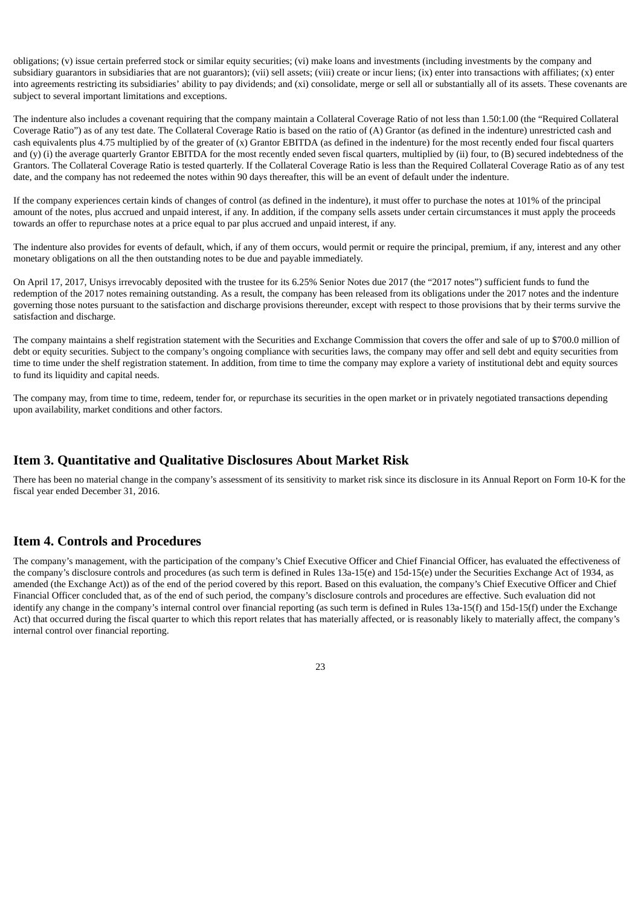obligations; (v) issue certain preferred stock or similar equity securities; (vi) make loans and investments (including investments by the company and subsidiary guarantors in subsidiaries that are not guarantors); (vii) sell assets; (viii) create or incur liens; (ix) enter into transactions with affiliates; (x) enter into agreements restricting its subsidiaries' ability to pay dividends; and (xi) consolidate, merge or sell all or substantially all of its assets. These covenants are subject to several important limitations and exceptions.

The indenture also includes a covenant requiring that the company maintain a Collateral Coverage Ratio of not less than 1.50:1.00 (the "Required Collateral Coverage Ratio") as of any test date. The Collateral Coverage Ratio is based on the ratio of (A) Grantor (as defined in the indenture) unrestricted cash and cash equivalents plus 4.75 multiplied by of the greater of (x) Grantor EBITDA (as defined in the indenture) for the most recently ended four fiscal quarters and (y) (i) the average quarterly Grantor EBITDA for the most recently ended seven fiscal quarters, multiplied by (ii) four, to (B) secured indebtedness of the Grantors. The Collateral Coverage Ratio is tested quarterly. If the Collateral Coverage Ratio is less than the Required Collateral Coverage Ratio as of any test date, and the company has not redeemed the notes within 90 days thereafter, this will be an event of default under the indenture.

If the company experiences certain kinds of changes of control (as defined in the indenture), it must offer to purchase the notes at 101% of the principal amount of the notes, plus accrued and unpaid interest, if any. In addition, if the company sells assets under certain circumstances it must apply the proceeds towards an offer to repurchase notes at a price equal to par plus accrued and unpaid interest, if any.

The indenture also provides for events of default, which, if any of them occurs, would permit or require the principal, premium, if any, interest and any other monetary obligations on all the then outstanding notes to be due and payable immediately.

On April 17, 2017, Unisys irrevocably deposited with the trustee for its 6.25% Senior Notes due 2017 (the "2017 notes") sufficient funds to fund the redemption of the 2017 notes remaining outstanding. As a result, the company has been released from its obligations under the 2017 notes and the indenture governing those notes pursuant to the satisfaction and discharge provisions thereunder, except with respect to those provisions that by their terms survive the satisfaction and discharge.

The company maintains a shelf registration statement with the Securities and Exchange Commission that covers the offer and sale of up to $700.0 million of debt or equity securities. Subject to the company's ongoing compliance with securities laws, the company may offer and sell debt and equity securities from time to time under the shelf registration statement. In addition, from time to time the company may explore a variety of institutional debt and equity sources to fund its liquidity and capital needs.

The company may, from time to time, redeem, tender for, or repurchase its securities in the open market or in privately negotiated transactions depending upon availability, market conditions and other factors.

## Item 3. Quantitative and Qualitative Disclosures About Market Risk

There has been no material change in the company's assessment of its sensitivity to market risk since its disclosure in its Annual Report on Form 10-K for the fiscal year ended December 31, 2016.

## Item 4. Controls and Procedures

The company's management, with the participation of the company's Chief Executive Officer and Chief Financial Officer, has evaluated the effectiveness of the company's disclosure controls and procedures (as such term is defined in Rules 13a-15(e) and 15d-15(e) under the Securities Exchange Act of 1934, as amended (the Exchange Act)) as of the end of the period covered by this report. Based on this evaluation, the company's Chief Executive Officer and Chief Financial Officer concluded that, as of the end of such period, the company's disclosure controls and procedures are effective. Such evaluation did not identify any change in the company's internal control over financial reporting (as such term is defined in Rules 13a-15(f) and 15d-15(f) under the Exchange Act) that occurred during the fiscal quarter to which this report relates that has materially affected, or is reasonably likely to materially affect, the company's internal control over financial reporting.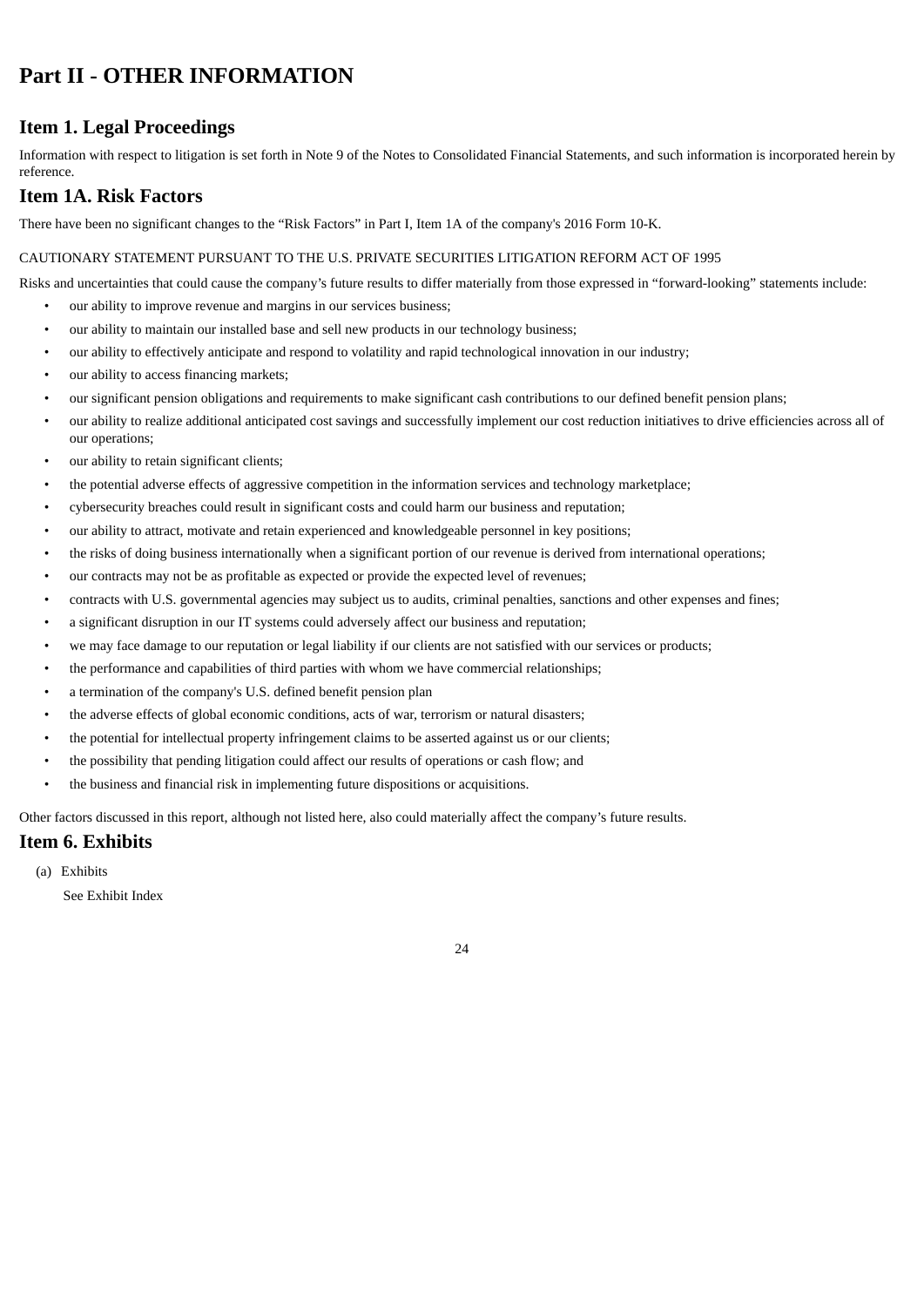# Part II - OTHER INFORMATION

## Item 1. Legal Proceedings

Information with respect to litigation is set forth in Note 9 of the Notes to Consolidated Financial Statements, and such information is incorporated herein by reference.

## Item 1A. Risk Factors

There have been no significant changes to the “Risk Factors” in Part I, Item 1A of the company's 2016 Form 10-K.

CAUTIONARY STATEMENT PURSUANT TO THE U.S. PRIVATE SECURITIES LITIGATION REFORM ACT OF 1995

Risks and uncertainties that could cause the company’s future results to differ materially from those expressed in “forward-looking” statements include:

- our ability to improve revenue and margins in our services business;
- our ability to maintain our installed base and sell new products in our technology business;
- our ability to effectively anticipate and respond to volatility and rapid technological innovation in our industry;
- our ability to access financing markets;
- our significant pension obligations and requirements to make significant cash contributions to our defined benefit pension plans;
- our ability to realize additional anticipated cost savings and successfully implement our cost reduction initiatives to drive efficiencies across all of our operations;
- our ability to retain significant clients;
- the potential adverse effects of aggressive competition in the information services and technology marketplace;
- cybersecurity breaches could result in significant costs and could harm our business and reputation;
- our ability to attract, motivate and retain experienced and knowledgeable personnel in key positions;
- the risks of doing business internationally when a significant portion of our revenue is derived from international operations;
- our contracts may not be as profitable as expected or provide the expected level of revenues;
- contracts with U.S. governmental agencies may subject us to audits, criminal penalties, sanctions and other expenses and fines;
- a significant disruption in our IT systems could adversely affect our business and reputation;
- we may face damage to our reputation or legal liability if our clients are not satisfied with our services or products;
- the performance and capabilities of third parties with whom we have commercial relationships;
- a termination of the company's U.S. defined benefit pension plan
- the adverse effects of global economic conditions, acts of war, terrorism or natural disasters;
- the potential for intellectual property infringement claims to be asserted against us or our clients;
- the possibility that pending litigation could affect our results of operations or cash flow; and
- the business and financial risk in implementing future dispositions or acquisitions.

Other factors discussed in this report, although not listed here, also could materially affect the company’s future results.

## Item 6. Exhibits

(a) Exhibits

See Exhibit Index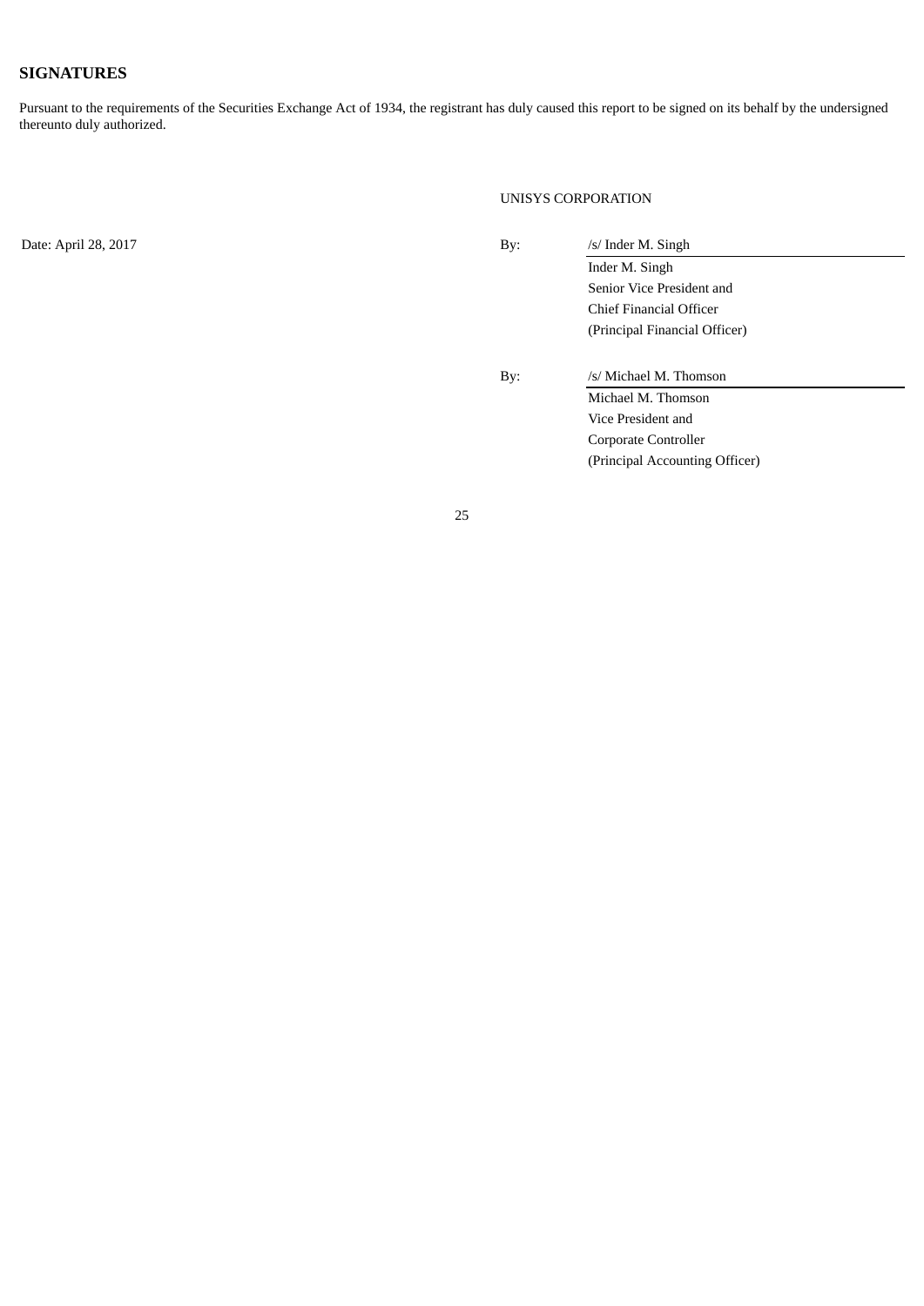## SIGNATURES

Pursuant to the requirements of the Securities Exchange Act of 1934, the registrant has duly caused this report to be signed on its behalf by the undersigned thereunto duly authorized.

UNISYS CORPORATION

| | | |
|---|---|---|
| Date: April 28, 2017 | By: | /s/ Inder M. Singh |
| | | Inder M. Singh |
| | | Senior Vice President and |
| | | Chief Financial Officer |
| | | (Principal Financial Officer) |
| | | |
| | By: | /s/ Michael M. Thomson |
| | | Michael M. Thomson |
| | | Vice President and |
| | | Corporate Controller |
| | | (Principal Accounting Officer) |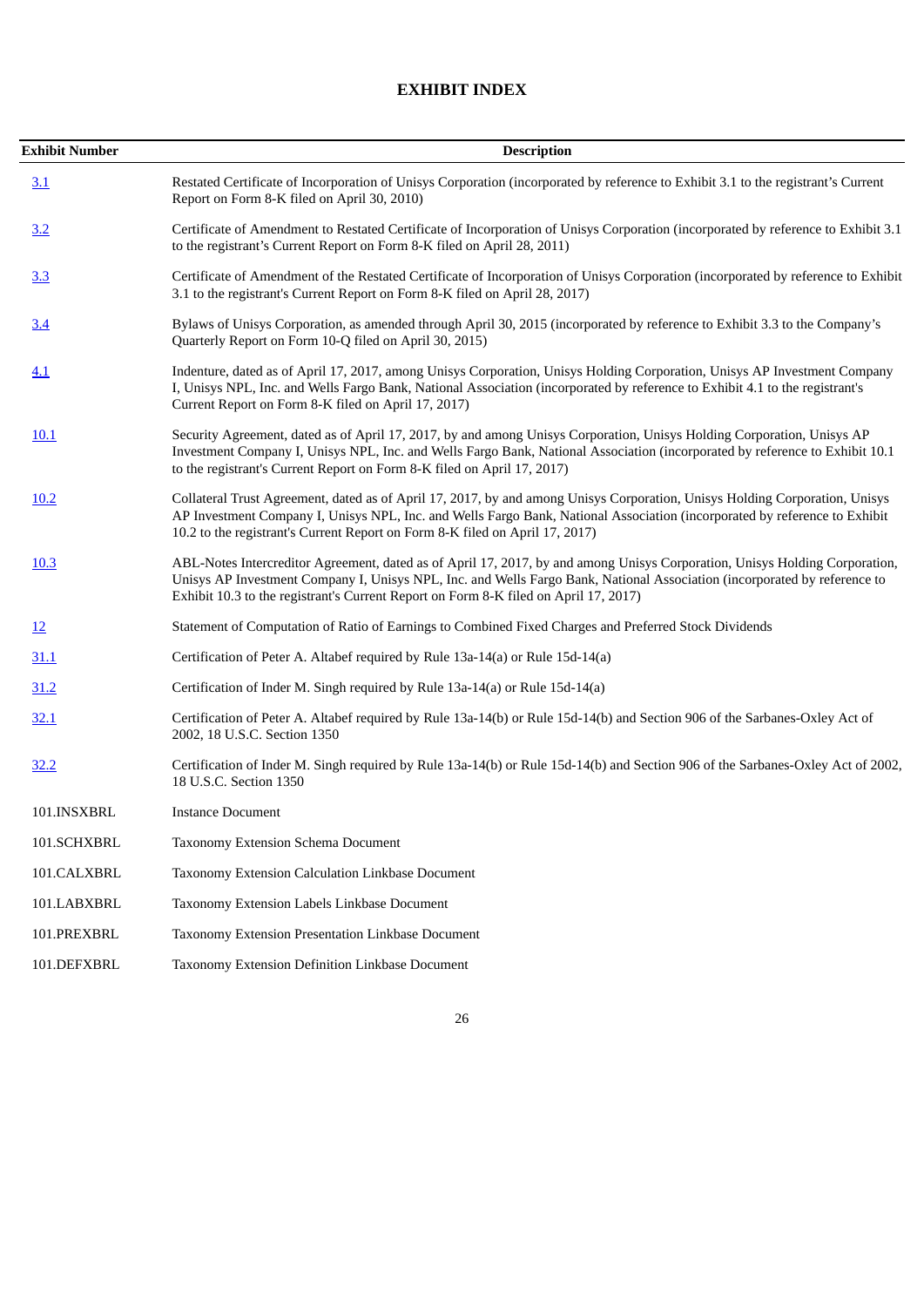# EXHIBIT INDEX

| Exhibit Number | Description |
|---|---|
| 3.1 | Restated Certificate of Incorporation of Unisys Corporation (incorporated by reference to Exhibit 3.1 to the registrant's Current Report on Form 8-K filed on April 30, 2010) |
| 3.2 | Certificate of Amendment to Restated Certificate of Incorporation of Unisys Corporation (incorporated by reference to Exhibit 3.1 to the registrant's Current Report on Form 8-K filed on April 28, 2011) |
| 3.3 | Certificate of Amendment of the Restated Certificate of Incorporation of Unisys Corporation (incorporated by reference to Exhibit 3.1 to the registrant's Current Report on Form 8-K filed on April 28, 2017) |
| 3.4 | Bylaws of Unisys Corporation, as amended through April 30, 2015 (incorporated by reference to Exhibit 3.3 to the Company's Quarterly Report on Form 10-Q filed on April 30, 2015) |
| 4.1 | Indenture, dated as of April 17, 2017, among Unisys Corporation, Unisys Holding Corporation, Unisys AP Investment Company I, Unisys NPL, Inc. and Wells Fargo Bank, National Association (incorporated by reference to Exhibit 4.1 to the registrant's Current Report on Form 8-K filed on April 17, 2017) |
| 10.1 | Security Agreement, dated as of April 17, 2017, by and among Unisys Corporation, Unisys Holding Corporation, Unisys AP Investment Company I, Unisys NPL, Inc. and Wells Fargo Bank, National Association (incorporated by reference to Exhibit 10.1 to the registrant's Current Report on Form 8-K filed on April 17, 2017) |
| 10.2 | Collateral Trust Agreement, dated as of April 17, 2017, by and among Unisys Corporation, Unisys Holding Corporation, Unisys AP Investment Company I, Unisys NPL, Inc. and Wells Fargo Bank, National Association (incorporated by reference to Exhibit 10.2 to the registrant's Current Report on Form 8-K filed on April 17, 2017) |
| 10.3 | ABL-Notes Intercreditor Agreement, dated as of April 17, 2017, by and among Unisys Corporation, Unisys Holding Corporation, Unisys AP Investment Company I, Unisys NPL, Inc. and Wells Fargo Bank, National Association (incorporated by reference to Exhibit 10.3 to the registrant's Current Report on Form 8-K filed on April 17, 2017) |
| 12 | Statement of Computation of Ratio of Earnings to Combined Fixed Charges and Preferred Stock Dividends |
| 31.1 | Certification of Peter A. Altabef required by Rule 13a-14(a) or Rule 15d-14(a) |
| 31.2 | Certification of Inder M. Singh required by Rule 13a-14(a) or Rule 15d-14(a) |
| 32.1 | Certification of Peter A. Altabef required by Rule 13a-14(b) or Rule 15d-14(b) and Section 906 of the Sarbanes-Oxley Act of 2002, 18 U.S.C. Section 1350 |
| 32.2 | Certification of Inder M. Singh required by Rule 13a-14(b) or Rule 15d-14(b) and Section 906 of the Sarbanes-Oxley Act of 2002, 18 U.S.C. Section 1350 |
| 101.INSXBRL | Instance Document |
| 101.SCHXBRL | Taxonomy Extension Schema Document |
| 101.CALXBRL | Taxonomy Extension Calculation Linkbase Document |
| 101.LABXBRL | Taxonomy Extension Labels Linkbase Document |
| 101.PREXBRL | Taxonomy Extension Presentation Linkbase Document |
| 101.DEFXBRL | Taxonomy Extension Definition Linkbase Document |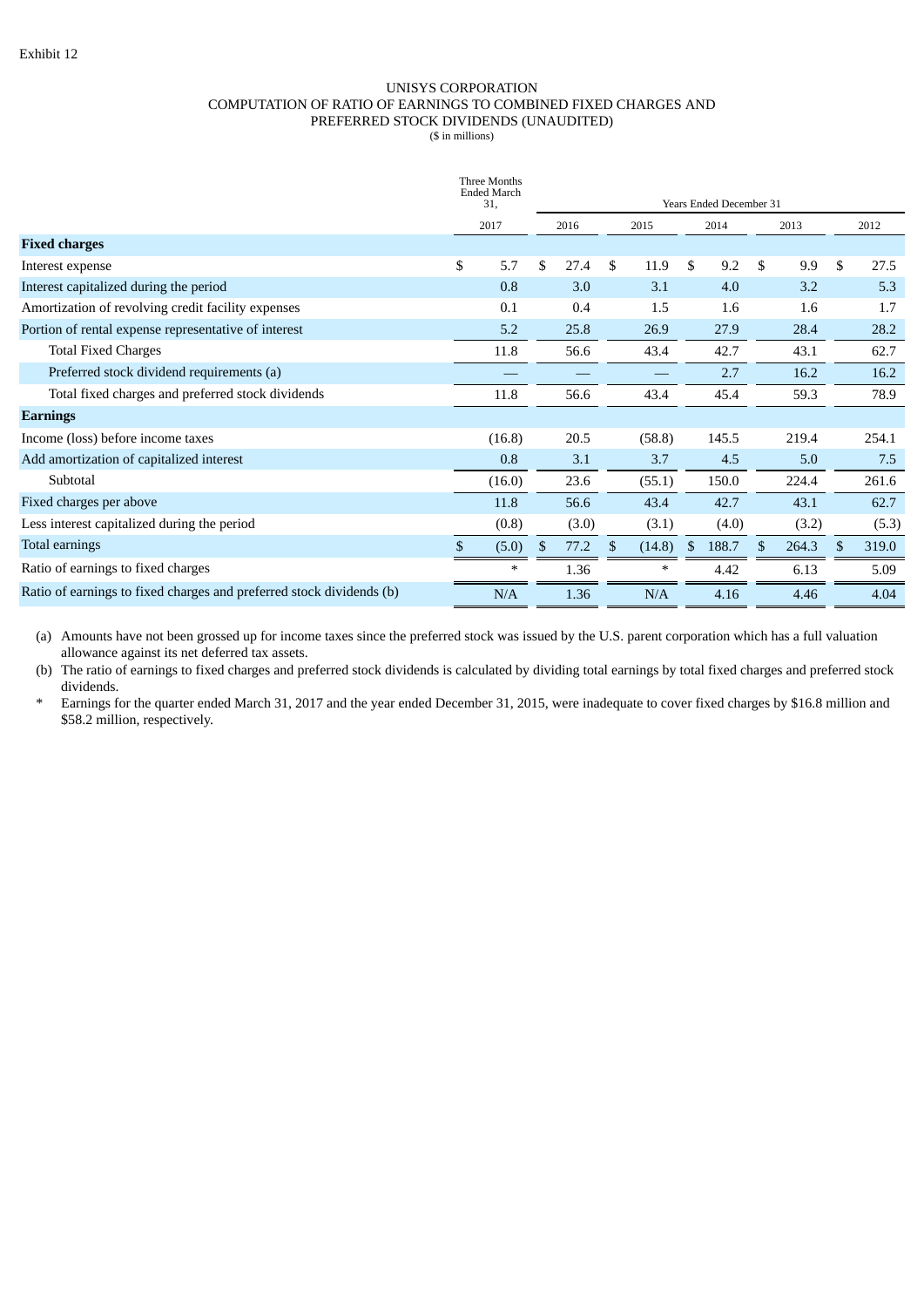Exhibit 12

# UNISYS CORPORATION
## COMPUTATION OF RATIO OF EARNINGS TO COMBINED FIXED CHARGES AND PREFERRED STOCK DIVIDENDS (UNAUDITED)
($ in millions)

| | Three Months Ended March 31, | Years Ended December 31 | | | | |
|---|---|---|---|---|---|---|
| | 2017 | 2016 | 2015 | 2014 | 2013 | 2012 |
| **Fixed charges** | | | | | | |
| Interest expense | $ 5.7 | $ 27.4 | $ 11.9 | $ 9.2 | $ 9.9 | $ 27.5 |
| Interest capitalized during the period | 0.8 | 3.0 | 3.1 | 4.0 | 3.2 | 5.3 |
| Amortization of revolving credit facility expenses | 0.1 | 0.4 | 1.5 | 1.6 | 1.6 | 1.7 |
| Portion of rental expense representative of interest | 5.2 | 25.8 | 26.9 | 27.9 | 28.4 | 28.2 |
| Total Fixed Charges | 11.8 | 56.6 | 43.4 | 42.7 | 43.1 | 62.7 |
| Preferred stock dividend requirements (a) | — | — | — | 2.7 | 16.2 | 16.2 |
| Total fixed charges and preferred stock dividends | 11.8 | 56.6 | 43.4 | 45.4 | 59.3 | 78.9 |
| **Earnings** | | | | | | |
| Income (loss) before income taxes | (16.8) | 20.5 | (58.8) | 145.5 | 219.4 | 254.1 |
| Add amortization of capitalized interest | 0.8 | 3.1 | 3.7 | 4.5 | 5.0 | 7.5 |
| Subtotal | (16.0) | 23.6 | (55.1) | 150.0 | 224.4 | 261.6 |
| Fixed charges per above | 11.8 | 56.6 | 43.4 | 42.7 | 43.1 | 62.7 |
| Less interest capitalized during the period | (0.8) | (3.0) | (3.1) | (4.0) | (3.2) | (5.3) |
| Total earnings | $ (5.0) | $ 77.2 | $ (14.8) | $ 188.7 | $ 264.3 | $ 319.0 |
| Ratio of earnings to fixed charges | * | 1.36 | * | 4.42 | 6.13 | 5.09 |
| Ratio of earnings to fixed charges and preferred stock dividends (b) | N/A | 1.36 | N/A | 4.16 | 4.46 | 4.04 |

(a) Amounts have not been grossed up for income taxes since the preferred stock was issued by the U.S. parent corporation which has a full valuation allowance against its net deferred tax assets.

(b) The ratio of earnings to fixed charges and preferred stock dividends is calculated by dividing total earnings by total fixed charges and preferred stock dividends.

\* Earnings for the quarter ended March 31, 2017 and the year ended December 31, 2015, were inadequate to cover fixed charges by $16.8 million and $58.2 million, respectively.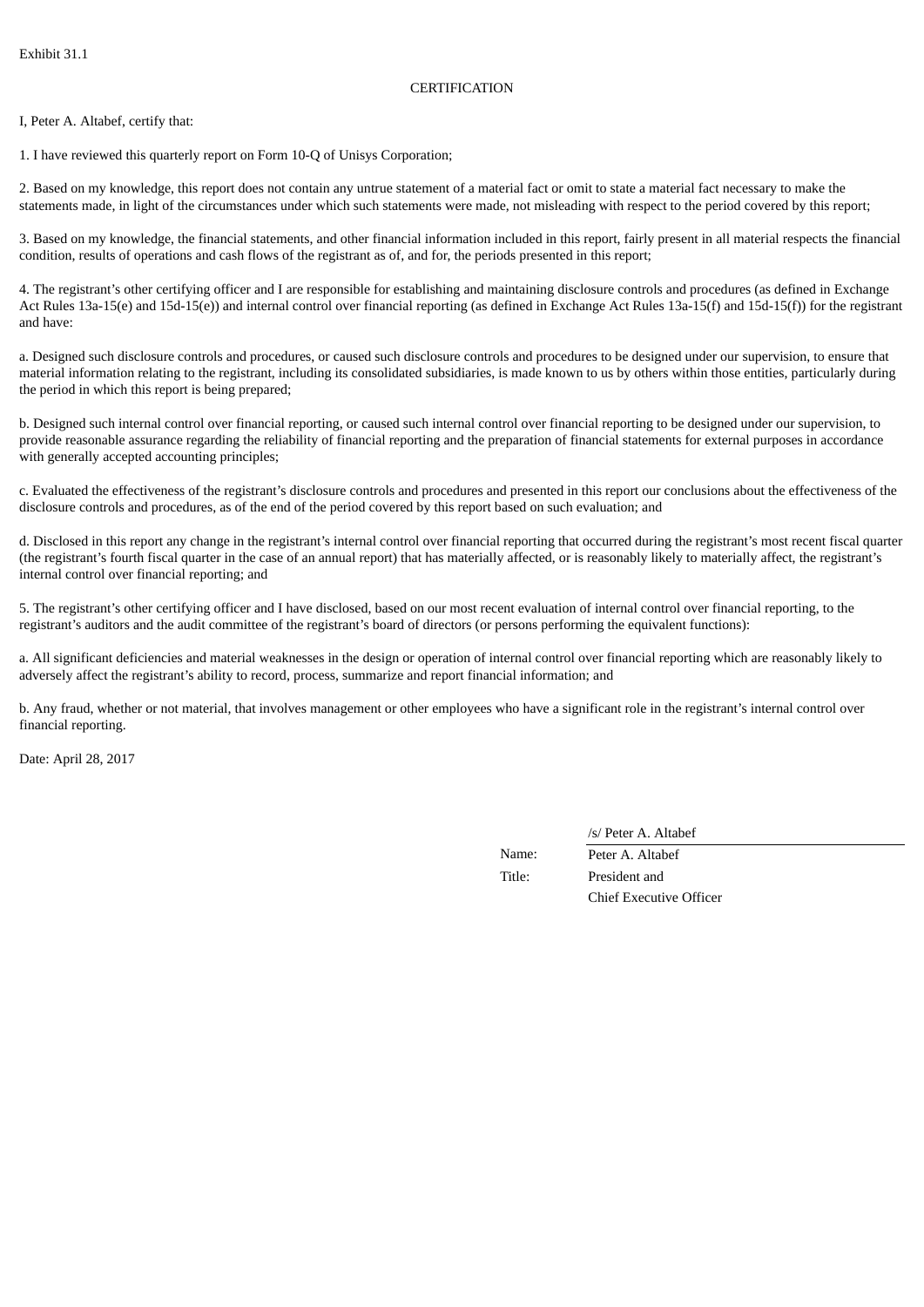Exhibit 31.1

CERTIFICATION

I, Peter A. Altabef, certify that:

1. I have reviewed this quarterly report on Form 10-Q of Unisys Corporation;

2. Based on my knowledge, this report does not contain any untrue statement of a material fact or omit to state a material fact necessary to make the statements made, in light of the circumstances under which such statements were made, not misleading with respect to the period covered by this report;

3. Based on my knowledge, the financial statements, and other financial information included in this report, fairly present in all material respects the financial condition, results of operations and cash flows of the registrant as of, and for, the periods presented in this report;

4. The registrant's other certifying officer and I are responsible for establishing and maintaining disclosure controls and procedures (as defined in Exchange Act Rules 13a-15(e) and 15d-15(e)) and internal control over financial reporting (as defined in Exchange Act Rules 13a-15(f) and 15d-15(f)) for the registrant and have:

a. Designed such disclosure controls and procedures, or caused such disclosure controls and procedures to be designed under our supervision, to ensure that material information relating to the registrant, including its consolidated subsidiaries, is made known to us by others within those entities, particularly during the period in which this report is being prepared;

b. Designed such internal control over financial reporting, or caused such internal control over financial reporting to be designed under our supervision, to provide reasonable assurance regarding the reliability of financial reporting and the preparation of financial statements for external purposes in accordance with generally accepted accounting principles;

c. Evaluated the effectiveness of the registrant's disclosure controls and procedures and presented in this report our conclusions about the effectiveness of the disclosure controls and procedures, as of the end of the period covered by this report based on such evaluation; and

d. Disclosed in this report any change in the registrant's internal control over financial reporting that occurred during the registrant's most recent fiscal quarter (the registrant's fourth fiscal quarter in the case of an annual report) that has materially affected, or is reasonably likely to materially affect, the registrant's internal control over financial reporting; and

5. The registrant's other certifying officer and I have disclosed, based on our most recent evaluation of internal control over financial reporting, to the registrant's auditors and the audit committee of the registrant's board of directors (or persons performing the equivalent functions):

a. All significant deficiencies and material weaknesses in the design or operation of internal control over financial reporting which are reasonably likely to adversely affect the registrant's ability to record, process, summarize and report financial information; and

b. Any fraud, whether or not material, that involves management or other employees who have a significant role in the registrant's internal control over financial reporting.

Date: April 28, 2017

| | /s/ Peter A. Altabef |
|---|---|
| Name: | Peter A. Altabef |
| Title: | President and Chief Executive Officer |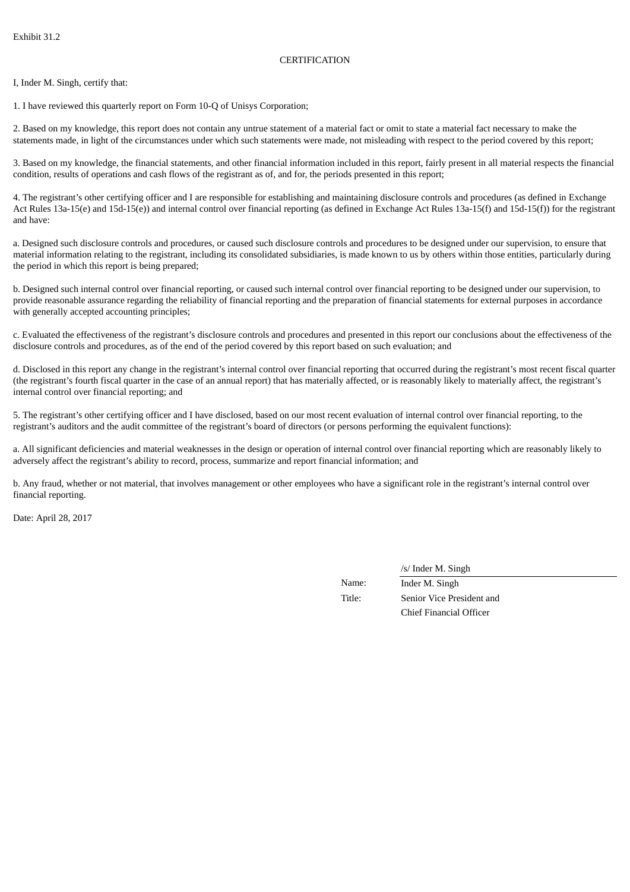Exhibit 31.2

CERTIFICATION

I, Inder M. Singh, certify that:

1. I have reviewed this quarterly report on Form 10-Q of Unisys Corporation;

2. Based on my knowledge, this report does not contain any untrue statement of a material fact or omit to state a material fact necessary to make the statements made, in light of the circumstances under which such statements were made, not misleading with respect to the period covered by this report;

3. Based on my knowledge, the financial statements, and other financial information included in this report, fairly present in all material respects the financial condition, results of operations and cash flows of the registrant as of, and for, the periods presented in this report;

4. The registrant's other certifying officer and I are responsible for establishing and maintaining disclosure controls and procedures (as defined in Exchange Act Rules 13a-15(e) and 15d-15(e)) and internal control over financial reporting (as defined in Exchange Act Rules 13a-15(f) and 15d-15(f)) for the registrant and have:

a. Designed such disclosure controls and procedures, or caused such disclosure controls and procedures to be designed under our supervision, to ensure that material information relating to the registrant, including its consolidated subsidiaries, is made known to us by others within those entities, particularly during the period in which this report is being prepared;

b. Designed such internal control over financial reporting, or caused such internal control over financial reporting to be designed under our supervision, to provide reasonable assurance regarding the reliability of financial reporting and the preparation of financial statements for external purposes in accordance with generally accepted accounting principles;

c. Evaluated the effectiveness of the registrant's disclosure controls and procedures and presented in this report our conclusions about the effectiveness of the disclosure controls and procedures, as of the end of the period covered by this report based on such evaluation; and

d. Disclosed in this report any change in the registrant's internal control over financial reporting that occurred during the registrant's most recent fiscal quarter (the registrant's fourth fiscal quarter in the case of an annual report) that has materially affected, or is reasonably likely to materially affect, the registrant's internal control over financial reporting; and

5. The registrant's other certifying officer and I have disclosed, based on our most recent evaluation of internal control over financial reporting, to the registrant's auditors and the audit committee of the registrant's board of directors (or persons performing the equivalent functions):

a. All significant deficiencies and material weaknesses in the design or operation of internal control over financial reporting which are reasonably likely to adversely affect the registrant's ability to record, process, summarize and report financial information; and

b. Any fraud, whether or not material, that involves management or other employees who have a significant role in the registrant's internal control over financial reporting.

Date: April 28, 2017

| | |
|---|---|
| | /s/ Inder M. Singh |
| Name: | Inder M. Singh |
| Title: | Senior Vice President and Chief Financial Officer |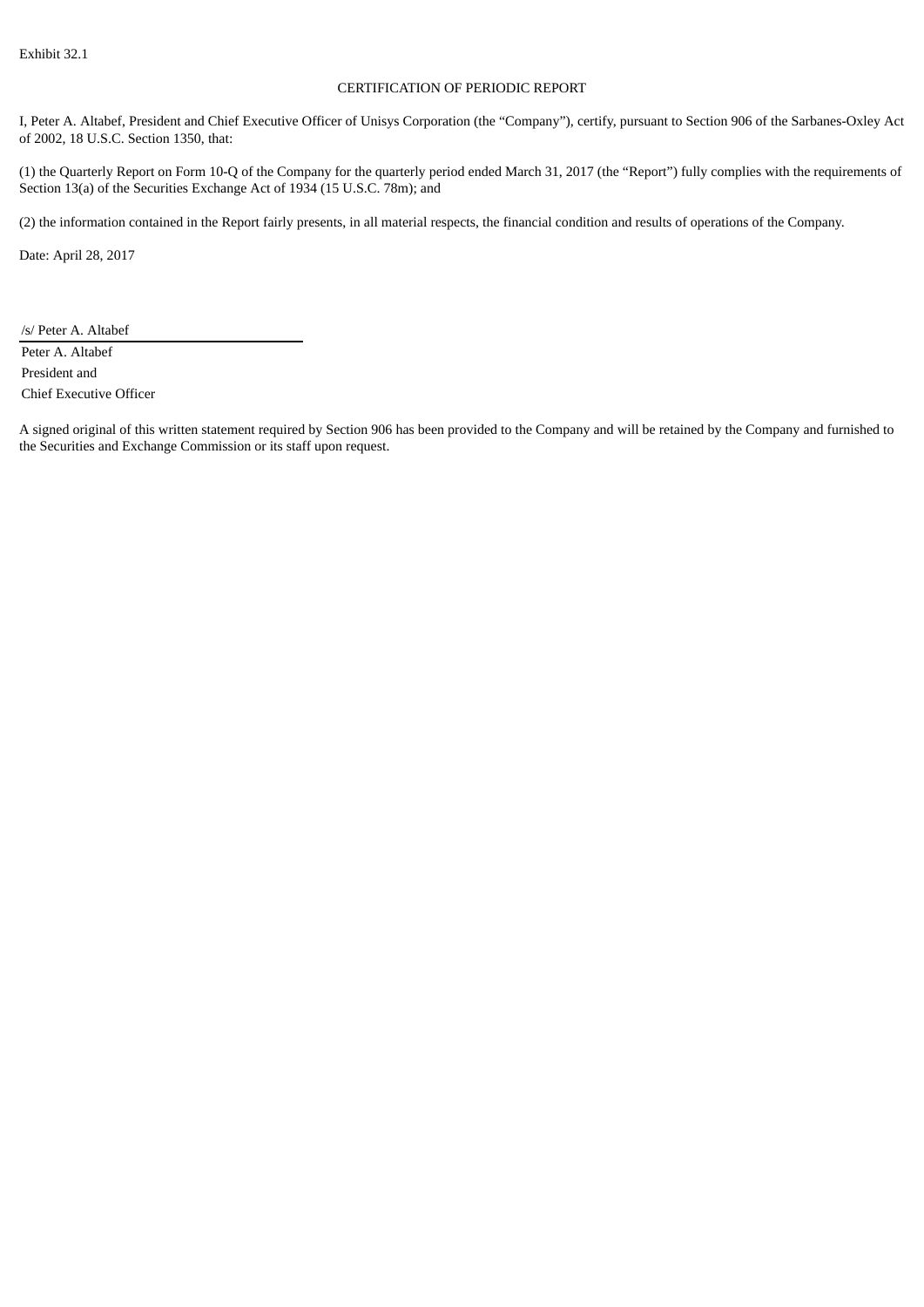Exhibit 32.1

CERTIFICATION OF PERIODIC REPORT

I, Peter A. Altabef, President and Chief Executive Officer of Unisys Corporation (the “Company”), certify, pursuant to Section 906 of the Sarbanes-Oxley Act of 2002, 18 U.S.C. Section 1350, that:

(1) the Quarterly Report on Form 10-Q of the Company for the quarterly period ended March 31, 2017 (the “Report”) fully complies with the requirements of Section 13(a) of the Securities Exchange Act of 1934 (15 U.S.C. 78m); and

(2) the information contained in the Report fairly presents, in all material respects, the financial condition and results of operations of the Company.

Date: April 28, 2017

/s/ Peter A. Altabef

Peter A. Altabef
President and
Chief Executive Officer

A signed original of this written statement required by Section 906 has been provided to the Company and will be retained by the Company and furnished to the Securities and Exchange Commission or its staff upon request.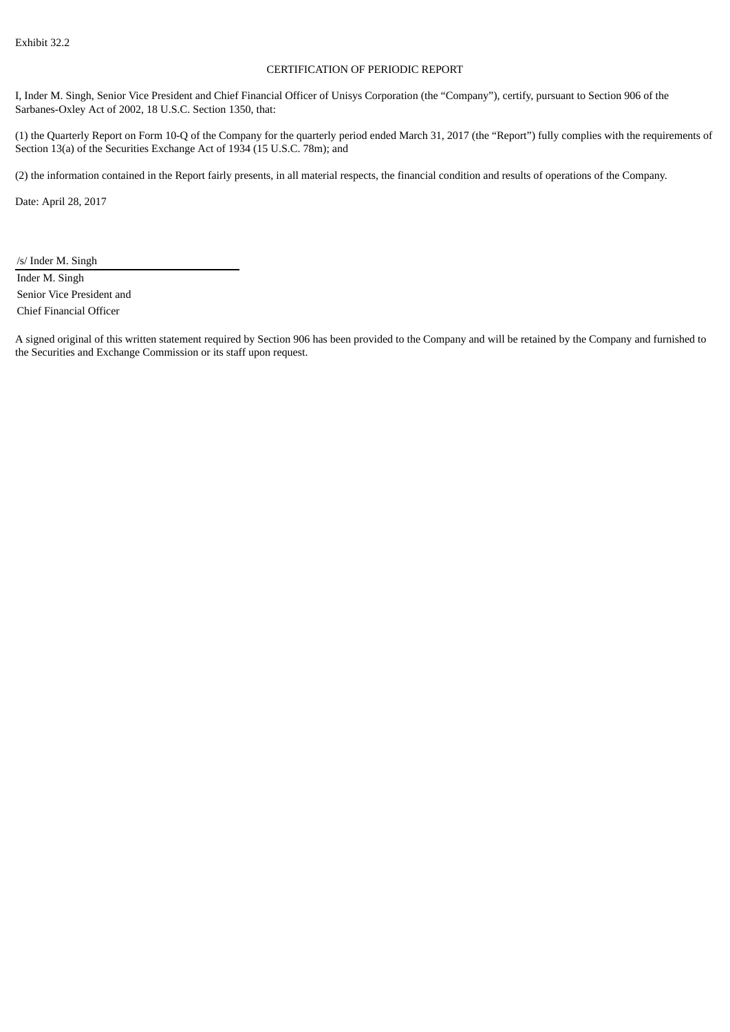Exhibit 32.2

CERTIFICATION OF PERIODIC REPORT

I, Inder M. Singh, Senior Vice President and Chief Financial Officer of Unisys Corporation (the "Company"), certify, pursuant to Section 906 of the Sarbanes-Oxley Act of 2002, 18 U.S.C. Section 1350, that:

(1) the Quarterly Report on Form 10-Q of the Company for the quarterly period ended March 31, 2017 (the "Report") fully complies with the requirements of Section 13(a) of the Securities Exchange Act of 1934 (15 U.S.C. 78m); and

(2) the information contained in the Report fairly presents, in all material respects, the financial condition and results of operations of the Company.

Date: April 28, 2017

/s/ Inder M. Singh

Inder M. Singh
Senior Vice President and
Chief Financial Officer

A signed original of this written statement required by Section 906 has been provided to the Company and will be retained by the Company and furnished to the Securities and Exchange Commission or its staff upon request.